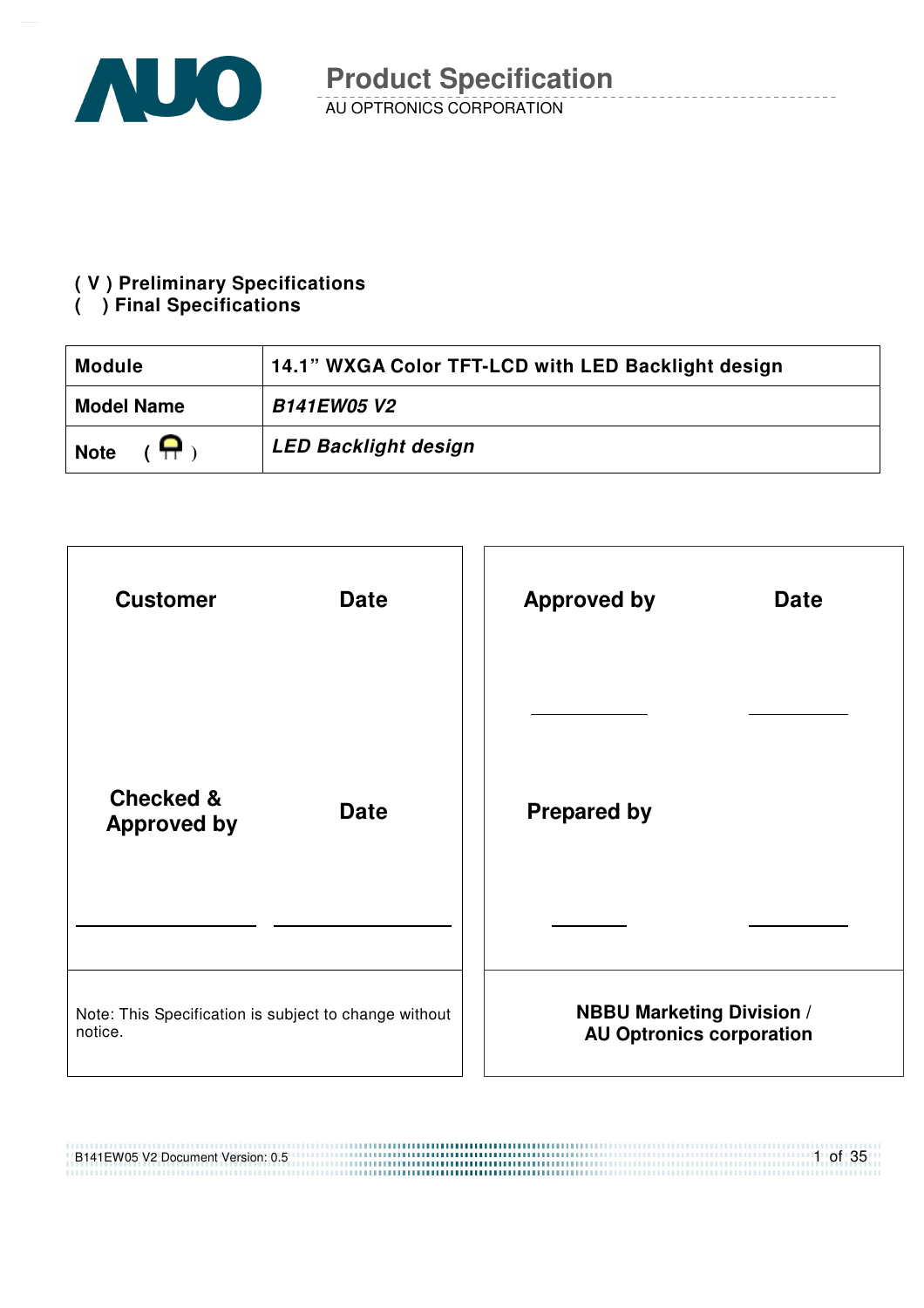# Product Specification

AU OPTRONICS CORPORATION

**( V ) Preliminary Specifications**
**(   ) Final Specifications**

| **Module** | **14.1" WXGA Color TFT-LCD with LED Backlight design** |
|---|---|
| **Model Name** | ***B141EW05 V2*** |
| **Note** | ***LED Backlight design*** |

| **Customer** | **Date** | **Approved by** | **Date** |
|---|---|---|---|
| | | | |
| **Checked & Approved by** | **Date** | **Prepared by** | |
| | | | |
| Note: This Specification is subject to change without notice. | | **NBBU Marketing Division / AU Optronics corporation** | |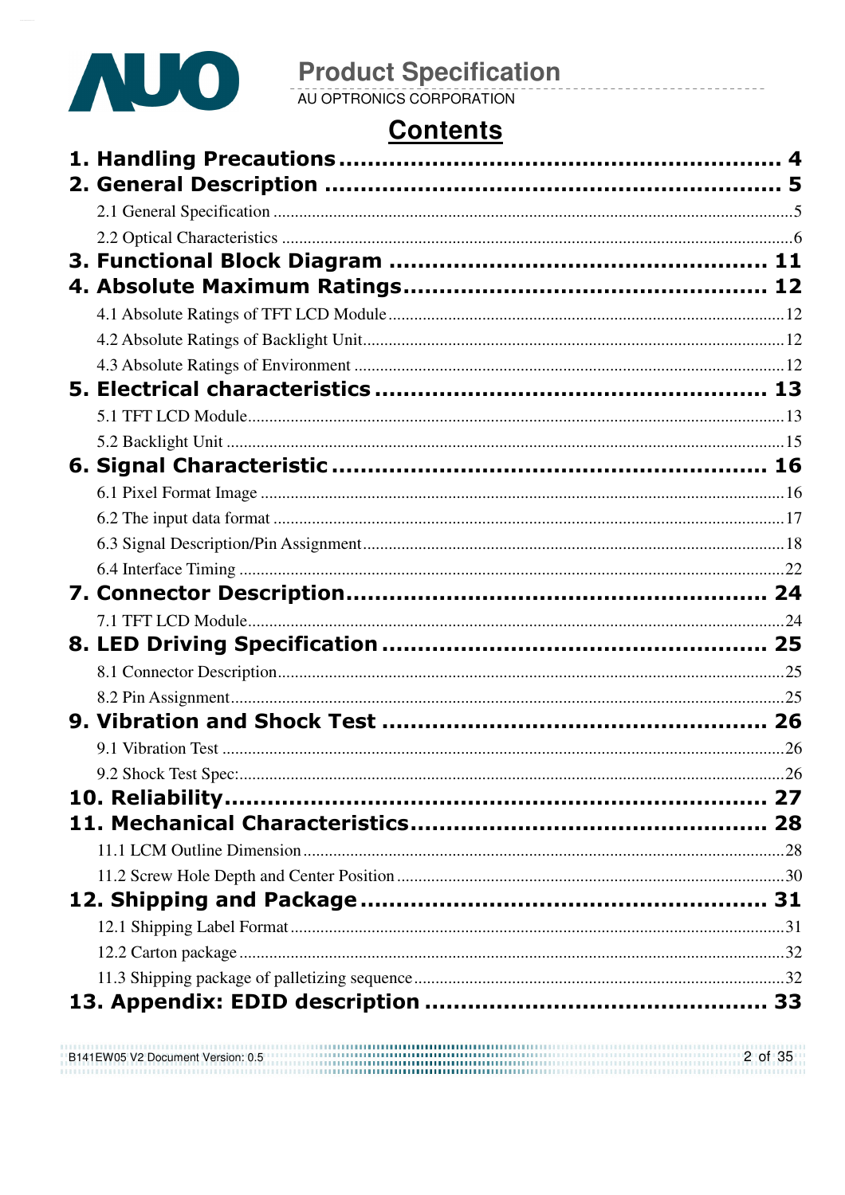# Contents

1. Handling Precautions ............................................................ 4

2. General Description ............................................................ 5

   2.1 General Specification ............................................................ 5

   2.2 Optical Characteristics ............................................................ 6

3. Functional Block Diagram ............................................................ 11

4. Absolute Maximum Ratings ............................................................ 12

   4.1 Absolute Ratings of TFT LCD Module ............................................................ 12

   4.2 Absolute Ratings of Backlight Unit ............................................................ 12

   4.3 Absolute Ratings of Environment ............................................................ 12

5. Electrical characteristics ............................................................ 13

   5.1 TFT LCD Module ............................................................ 13

   5.2 Backlight Unit ............................................................ 15

6. Signal Characteristic ............................................................ 16

   6.1 Pixel Format Image ............................................................ 16

   6.2 The input data format ............................................................ 17

   6.3 Signal Description/Pin Assignment ............................................................ 18

   6.4 Interface Timing ............................................................ 22

7. Connector Description ............................................................ 24

   7.1 TFT LCD Module ............................................................ 24

8. LED Driving Specification ............................................................ 25

   8.1 Connector Description ............................................................ 25

   8.2 Pin Assignment ............................................................ 25

9. Vibration and Shock Test ............................................................ 26

   9.1 Vibration Test ............................................................ 26

   9.2 Shock Test Spec: ............................................................ 26

10. Reliability ............................................................ 27

11. Mechanical Characteristics ............................................................ 28

   11.1 LCM Outline Dimension ............................................................ 28

   11.2 Screw Hole Depth and Center Position ............................................................ 30

12. Shipping and Package ............................................................ 31

   12.1 Shipping Label Format ............................................................ 31

   12.2 Carton package ............................................................ 32

   11.3 Shipping package of palletizing sequence ............................................................ 32

13. Appendix: EDID description ............................................................ 33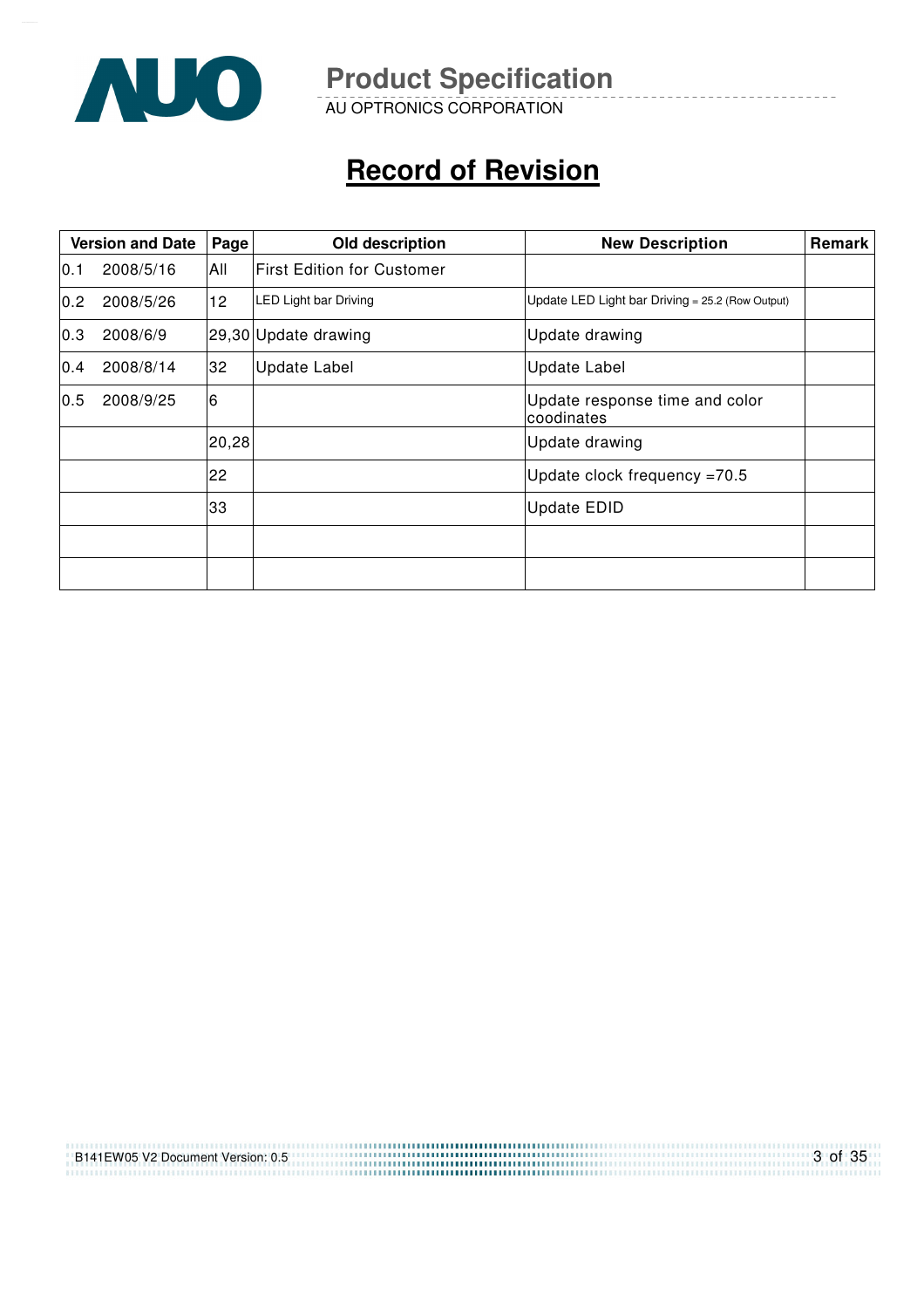# Record of Revision

| Version and Date | | Page | Old description | New Description | Remark |
|---|---|---|---|---|---|
| 0.1 | 2008/5/16 | All | First Edition for Customer | | |
| 0.2 | 2008/5/26 | 12 | LED Light bar Driving | Update LED Light bar Driving = 25.2 (Row Output) | |
| 0.3 | 2008/6/9 | 29,30 | Update drawing | Update drawing | |
| 0.4 | 2008/8/14 | 32 | Update Label | Update Label | |
| 0.5 | 2008/9/25 | 6 | | Update response time and color coodinates | |
| | | 20,28 | | Update drawing | |
| | | 22 | | Update clock frequency =70.5 | |
| | | 33 | | Update EDID | |
| | | | | | |
| | | | | | |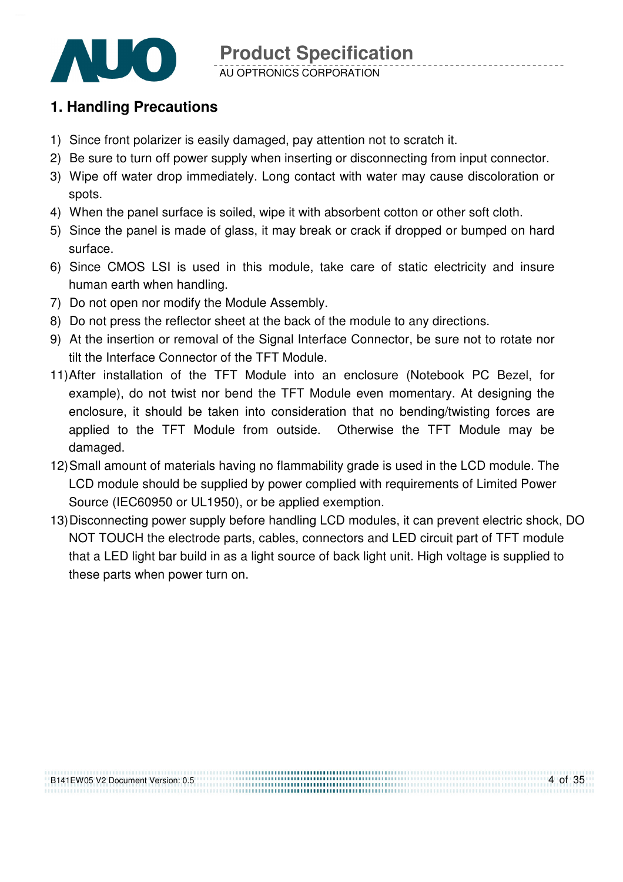## 1. Handling Precautions

1) Since front polarizer is easily damaged, pay attention not to scratch it.
2) Be sure to turn off power supply when inserting or disconnecting from input connector.
3) Wipe off water drop immediately. Long contact with water may cause discoloration or spots.
4) When the panel surface is soiled, wipe it with absorbent cotton or other soft cloth.
5) Since the panel is made of glass, it may break or crack if dropped or bumped on hard surface.
6) Since CMOS LSI is used in this module, take care of static electricity and insure human earth when handling.
7) Do not open nor modify the Module Assembly.
8) Do not press the reflector sheet at the back of the module to any directions.
9) At the insertion or removal of the Signal Interface Connector, be sure not to rotate nor tilt the Interface Connector of the TFT Module.
11) After installation of the TFT Module into an enclosure (Notebook PC Bezel, for example), do not twist nor bend the TFT Module even momentary. At designing the enclosure, it should be taken into consideration that no bending/twisting forces are applied to the TFT Module from outside. Otherwise the TFT Module may be damaged.
12) Small amount of materials having no flammability grade is used in the LCD module. The LCD module should be supplied by power complied with requirements of Limited Power Source (IEC60950 or UL1950), or be applied exemption.
13) Disconnecting power supply before handling LCD modules, it can prevent electric shock, DO NOT TOUCH the electrode parts, cables, connectors and LED circuit part of TFT module that a LED light bar build in as a light source of back light unit. High voltage is supplied to these parts when power turn on.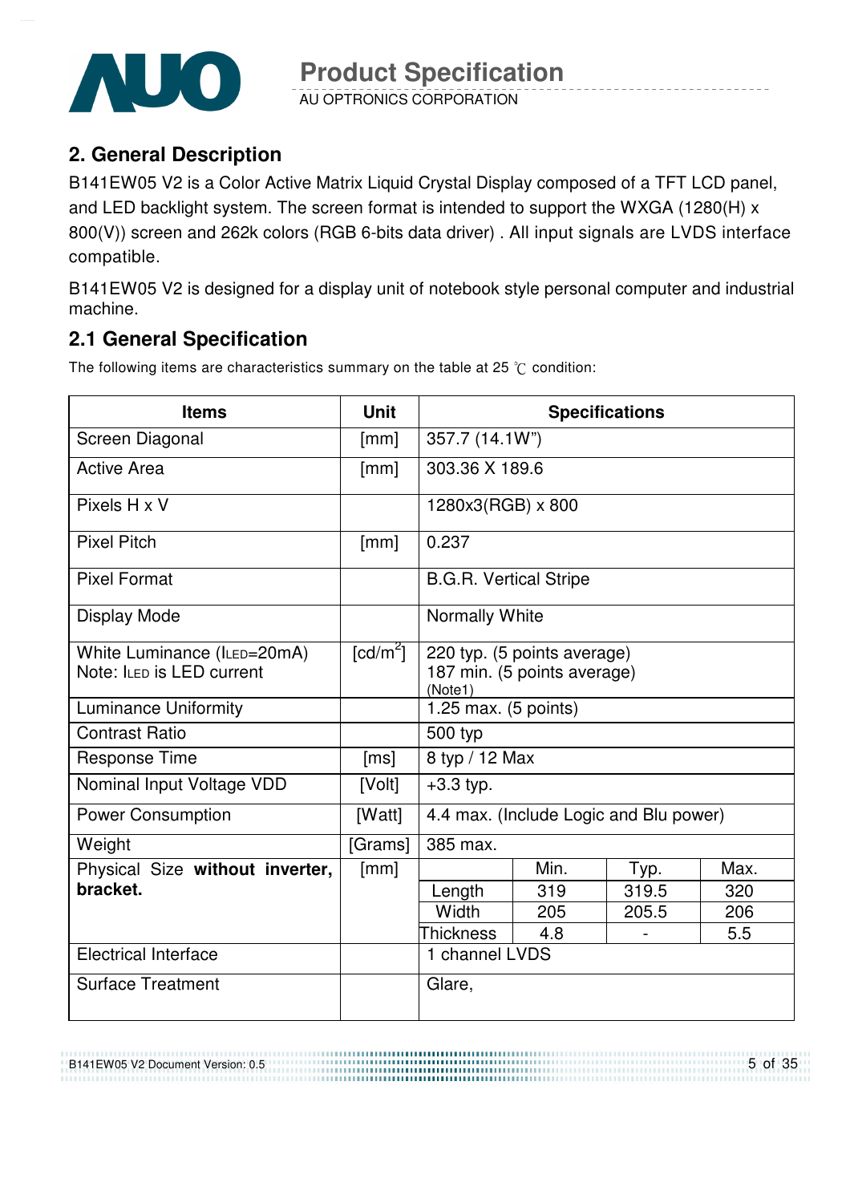## 2. General Description

B141EW05 V2 is a Color Active Matrix Liquid Crystal Display composed of a TFT LCD panel, and LED backlight system. The screen format is intended to support the WXGA (1280(H) x 800(V)) screen and 262k colors (RGB 6-bits data driver) . All input signals are LVDS interface compatible.

B141EW05 V2 is designed for a display unit of notebook style personal computer and industrial machine.

## 2.1 General Specification

The following items are characteristics summary on the table at 25 ℃ condition:

| Items | Unit | Specifications | | | |
|---|---|---|---|---|---|
| Screen Diagonal | [mm] | 357.7 (14.1W") | | | |
| Active Area | [mm] | 303.36 X 189.6 | | | |
| Pixels H x V | | 1280x3(RGB) x 800 | | | |
| Pixel Pitch | [mm] | 0.237 | | | |
| Pixel Format | | B.G.R. Vertical Stripe | | | |
| Display Mode | | Normally White | | | |
| White Luminance ($I_{LED}$=20mA)<br>Note: $I_{LED}$ is LED current | [cd/m$^2$] | 220 typ. (5 points average)<br>187 min. (5 points average)<br>(Note1) | | | |
| Luminance Uniformity | | 1.25 max. (5 points) | | | |
| Contrast Ratio | | 500 typ | | | |
| Response Time | [ms] | 8 typ / 12 Max | | | |
| Nominal Input Voltage VDD | [Volt] | +3.3 typ. | | | |
| Power Consumption | [Watt] | 4.4 max. (Include Logic and Blu power) | | | |
| Weight | [Grams] | 385 max. | | | |
| Physical Size **without inverter, bracket.** | [mm] | | Min. | Typ. | Max. |
| | | Length | 319 | 319.5 | 320 |
| | | Width | 205 | 205.5 | 206 |
| | | Thickness | 4.8 | - | 5.5 |
| Electrical Interface | | 1 channel LVDS | | | |
| Surface Treatment | | Glare, | | | |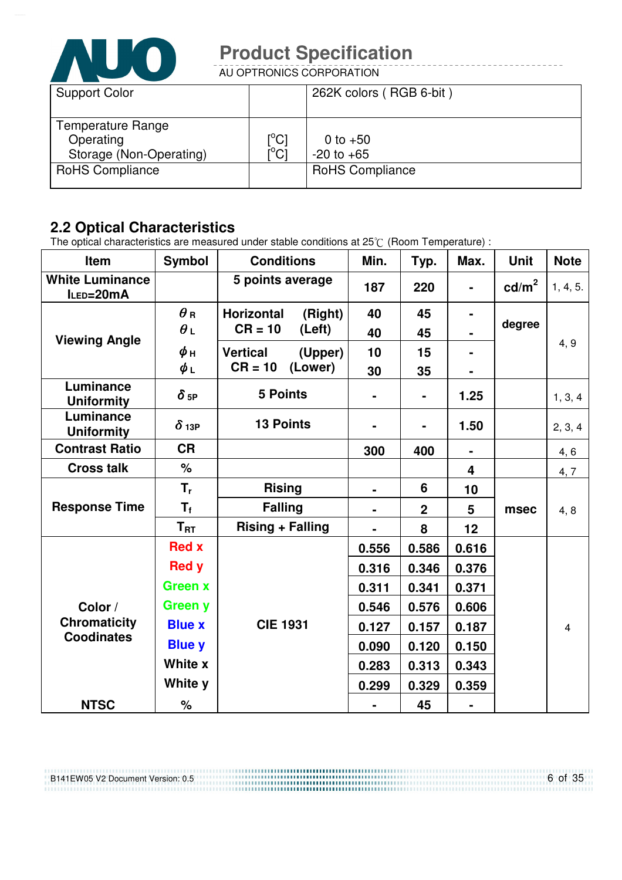| Support Color | | 262K colors ( RGB 6-bit ) |
|---|---|---|
| Temperature Range<br>Operating<br>Storage (Non-Operating) | <br>[°C]<br>[°C] | <br>0 to +50<br>-20 to +65 |
| RoHS Compliance | | RoHS Compliance |

## 2.2 Optical Characteristics

The optical characteristics are measured under stable conditions at 25℃ (Room Temperature) :

| Item | Symbol | Conditions | Min. | Typ. | Max. | Unit | Note |
|---|---|---|---|---|---|---|---|
| **White Luminance** $I_{LED}$**=20mA** | | **5 points average** | **187** | **220** | **-** | **cd/m²** | 1, 4, 5. |
| **Viewing Angle** | $\theta_R$ | **Horizontal (Right) CR = 10** | **40** | **45** | **-** | **degree** | 4, 9 |
| | $\theta_L$ | **(Left)** | **40** | **45** | **-** | | |
| | $\phi_H$ | **Vertical (Upper) CR = 10** | **10** | **15** | **-** | | |
| | $\phi_L$ | **(Lower)** | **30** | **35** | **-** | | |
| **Luminance Uniformity** | $\delta_{5P}$ | **5 Points** | **-** | **-** | **1.25** | | 1, 3, 4 |
| **Luminance Uniformity** | $\delta_{13P}$ | **13 Points** | **-** | **-** | **1.50** | | 2, 3, 4 |
| **Contrast Ratio** | **CR** | | **300** | **400** | **-** | | 4, 6 |
| **Cross talk** | **%** | | | | **4** | | 4, 7 |
| **Response Time** | $T_r$ | **Rising** | **-** | **6** | **10** | **msec** | 4, 8 |
| | $T_f$ | **Falling** | **-** | **2** | **5** | | |
| | $T_{RT}$ | **Rising + Falling** | **-** | **8** | **12** | | |
| **Color / Chromaticity Coodinates** | **Red x** | **CIE 1931** | **0.556** | **0.586** | **0.616** | | 4 |
| | **Red y** | | **0.316** | **0.346** | **0.376** | | |
| | **Green x** | | **0.311** | **0.341** | **0.371** | | |
| | **Green y** | | **0.546** | **0.576** | **0.606** | | |
| | **Blue x** | | **0.127** | **0.157** | **0.187** | | |
| | **Blue y** | | **0.090** | **0.120** | **0.150** | | |
| | **White x** | | **0.283** | **0.313** | **0.343** | | |
| | **White y** | | **0.299** | **0.329** | **0.359** | | |
| **NTSC** | **%** | | **-** | **45** | **-** | | |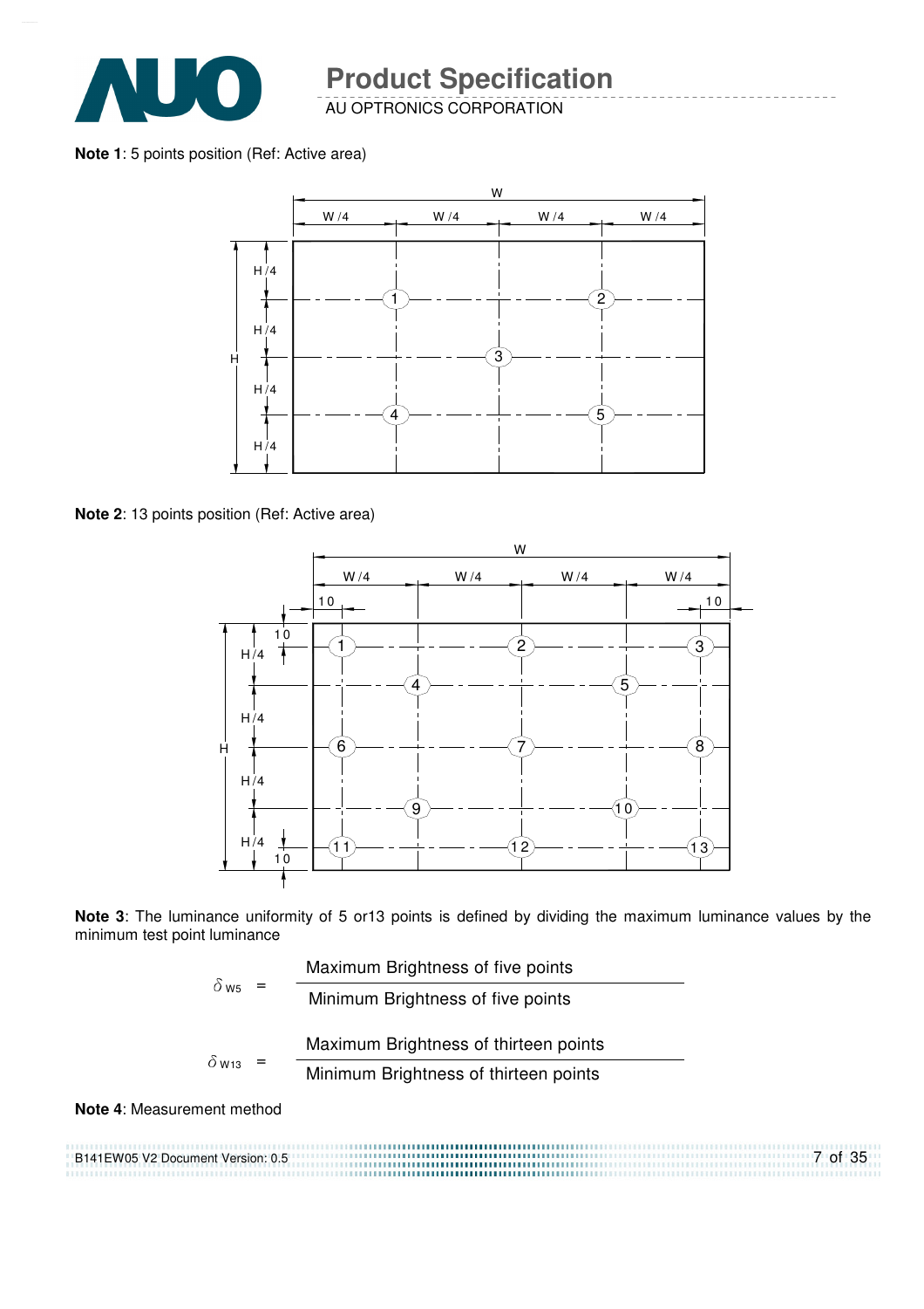**Note 1**: 5 points position (Ref: Active area)

**Note 2**: 13 points position (Ref: Active area)

**Note 3**: The luminance uniformity of 5 or13 points is defined by dividing the maximum luminance values by the minimum test point luminance

$$\delta_{W5} = \frac{\text{Maximum Brightness of five points}}{\text{Minimum Brightness of five points}}$$

$$\delta_{W13} = \frac{\text{Maximum Brightness of thirteen points}}{\text{Minimum Brightness of thirteen points}}$$

**Note 4**: Measurement method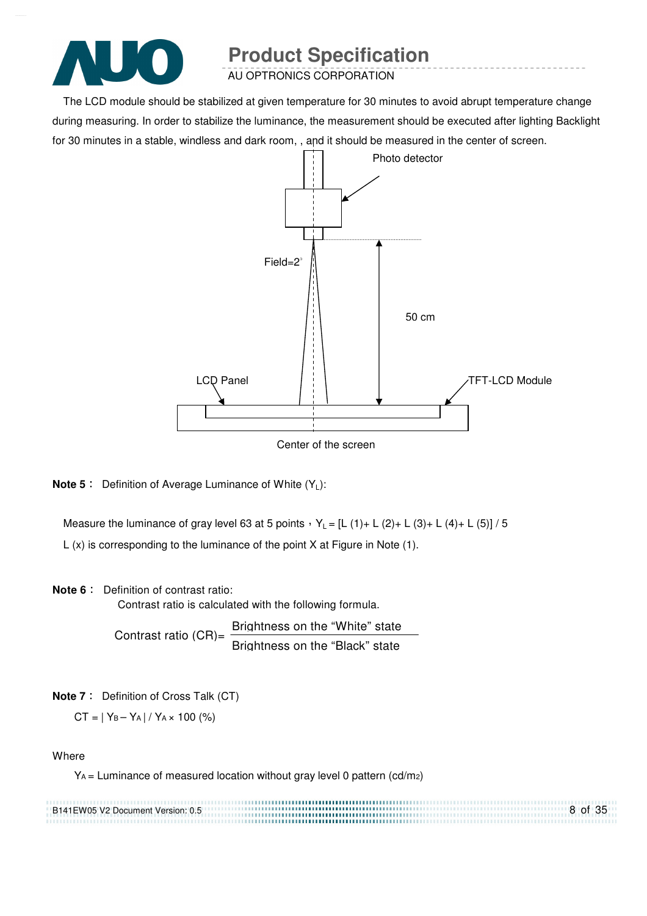The LCD module should be stabilized at given temperature for 30 minutes to avoid abrupt temperature change during measuring. In order to stabilize the luminance, the measurement should be executed after lighting Backlight for 30 minutes in a stable, windless and dark room, , and it should be measured in the center of screen.

Photo detector

Field=2°

50 cm

LCD Panel

TFT-LCD Module

Center of the screen

**Note 5**： Definition of Average Luminance of White ($Y_L$):

Measure the luminance of gray level 63 at 5 points，$Y_L$ = [L (1)+ L (2)+ L (3)+ L (4)+ L (5)] / 5

L (x) is corresponding to the luminance of the point X at Figure in Note (1).

**Note 6**： Definition of contrast ratio:

Contrast ratio is calculated with the following formula.

$$\text{Contrast ratio (CR)} = \frac{\text{Brightness on the "White" state}}{\text{Brightness on the "Black" state}}$$

**Note 7**： Definition of Cross Talk (CT)

$CT = | Y_B - Y_A | / Y_A \times 100$ (%)

Where

$Y_A$ = Luminance of measured location without gray level 0 pattern (cd/$m^2$)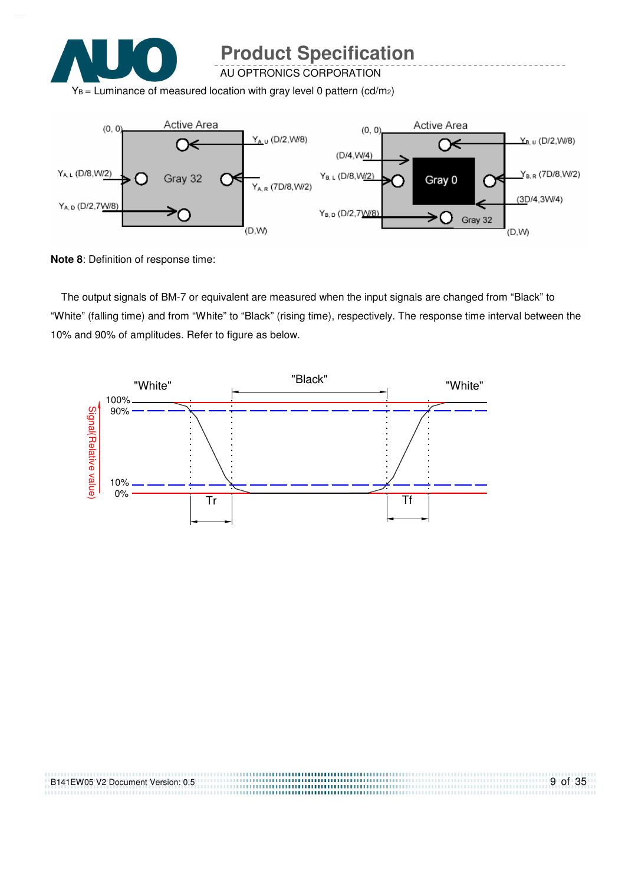$Y_B$ = Luminance of measured location with gray level 0 pattern (cd/m2)

**Note 8**: Definition of response time:

The output signals of BM-7 or equivalent are measured when the input signals are changed from “Black” to “White” (falling time) and from “White” to “Black” (rising time), respectively. The response time interval between the 10% and 90% of amplitudes. Refer to figure as below.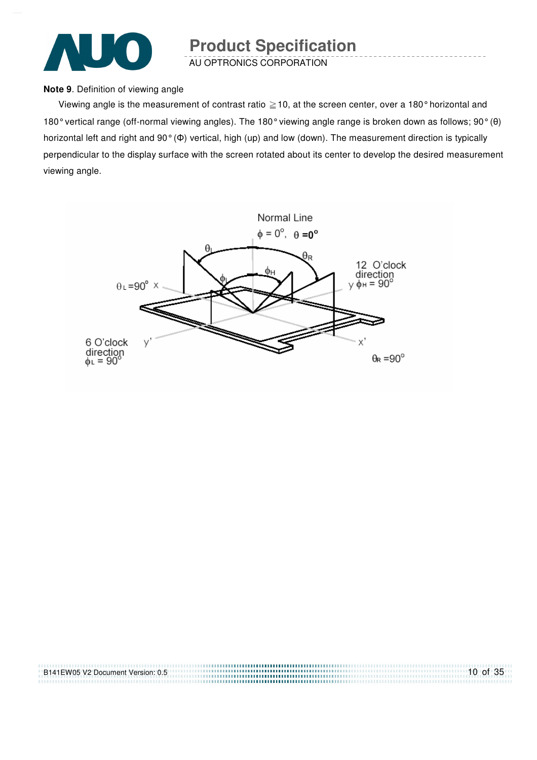**Note 9**. Definition of viewing angle

Viewing angle is the measurement of contrast ratio ≧10, at the screen center, over a 180° horizontal and 180° vertical range (off-normal viewing angles). The 180° viewing angle range is broken down as follows; 90° (θ) horizontal left and right and 90° (Φ) vertical, high (up) and low (down). The measurement direction is typically perpendicular to the display surface with the screen rotated about its center to develop the desired measurement viewing angle.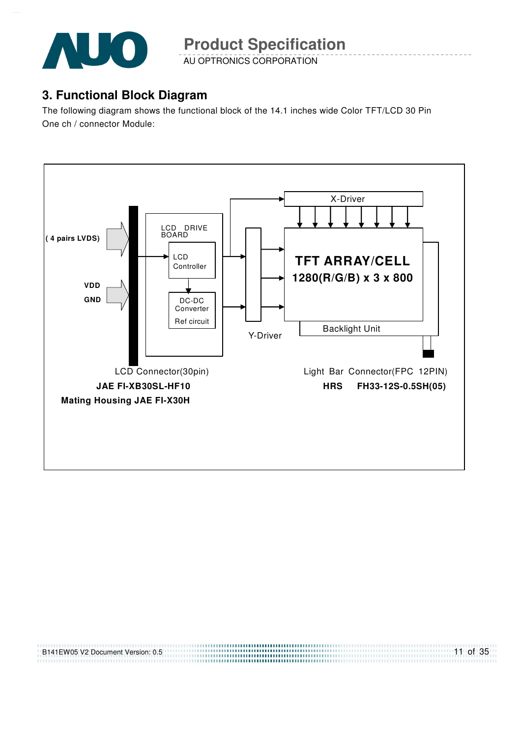## 3. Functional Block Diagram

The following diagram shows the functional block of the 14.1 inches wide Color TFT/LCD 30 Pin One ch / connector Module:

( 4 pairs LVDS)

VDD

GND

LCD DRIVE BOARD

LCD Controller

DC-DC Converter

Ref circuit

X-Driver

Y-Driver

**TFT ARRAY/CELL**

**1280(R/G/B) x 3 x 800**

Backlight Unit

LCD Connector(30pin)

**JAE FI-XB30SL-HF10**

**Mating Housing JAE FI-X30H**

Light Bar Connector(FPC 12PIN)

**HRS FH33-12S-0.5SH(05)**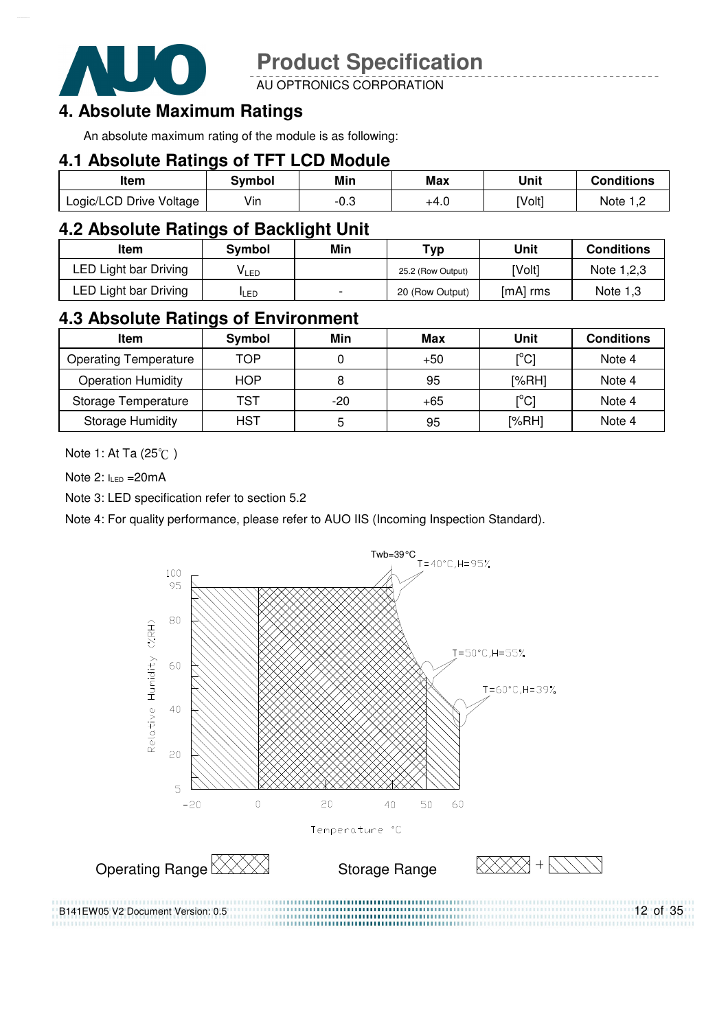## 4. Absolute Maximum Ratings

An absolute maximum rating of the module is as following:

### 4.1 Absolute Ratings of TFT LCD Module

| Item | Symbol | Min | Max | Unit | Conditions |
|---|---|---|---|---|---|
| Logic/LCD Drive Voltage | Vin | -0.3 | +4.0 | [Volt] | Note 1,2 |

### 4.2 Absolute Ratings of Backlight Unit

| Item | Symbol | Min | Typ | Unit | Conditions |
|---|---|---|---|---|---|
| LED Light bar Driving | $V_{LED}$ | | 25.2 (Row Output) | [Volt] | Note 1,2,3 |
| LED Light bar Driving | $I_{LED}$ | - | 20 (Row Output) | [mA] rms | Note 1,3 |

### 4.3 Absolute Ratings of Environment

| Item | Symbol | Min | Max | Unit | Conditions |
|---|---|---|---|---|---|
| Operating Temperature | TOP | 0 | +50 | [°C] | Note 4 |
| Operation Humidity | HOP | 8 | 95 | [%RH] | Note 4 |
| Storage Temperature | TST | -20 | +65 | [°C] | Note 4 |
| Storage Humidity | HST | 5 | 95 | [%RH] | Note 4 |

Note 1: At Ta (25℃ )

Note 2: $I_{LED}$ =20mA

Note 3: LED specification refer to section 5.2

Note 4: For quality performance, please refer to AUO IIS (Incoming Inspection Standard).

Twb=39°C

T=40°C,H=95%

T=50°C,H=55%

T=60°C,H=39%

Relative Humidity (%RH)

Temperature °C

Operating Range

Storage Range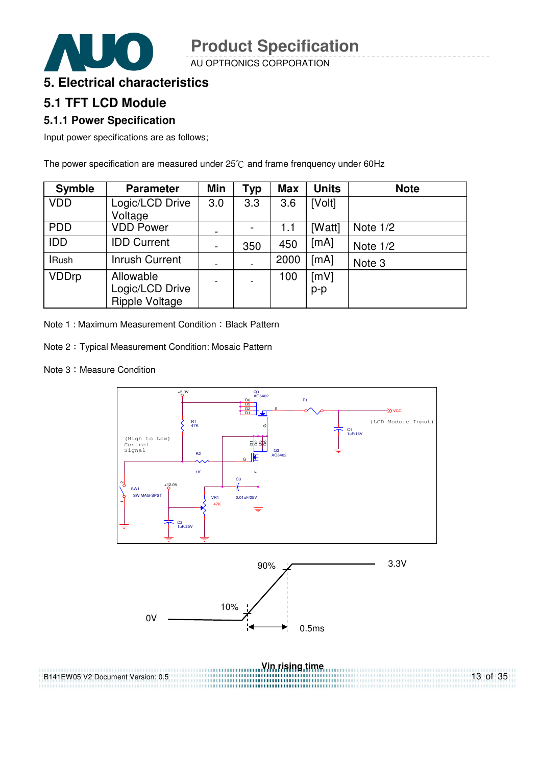# 5. Electrical characteristics

## 5.1 TFT LCD Module

### 5.1.1 Power Specification

Input power specifications are as follows;

The power specification are measured under 25℃ and frame frenquency under 60Hz

| Symble | Parameter | Min | Typ | Max | Units | Note |
|---|---|---|---|---|---|---|
| VDD | Logic/LCD Drive Voltage | 3.0 | 3.3 | 3.6 | [Volt] | |
| PDD | VDD Power | - | - | 1.1 | [Watt] | Note 1/2 |
| IDD | IDD Current | - | 350 | 450 | [mA] | Note 1/2 |
| IRush | Inrush Current | - | - | 2000 | [mA] | Note 3 |
| VDDrp | Allowable Logic/LCD Drive Ripple Voltage | - | - | 100 | [mV] p-p | |

Note 1 : Maximum Measurement Condition：Black Pattern

Note 2：Typical Measurement Condition: Mosaic Pattern

Note 3：Measure Condition

Vin rising time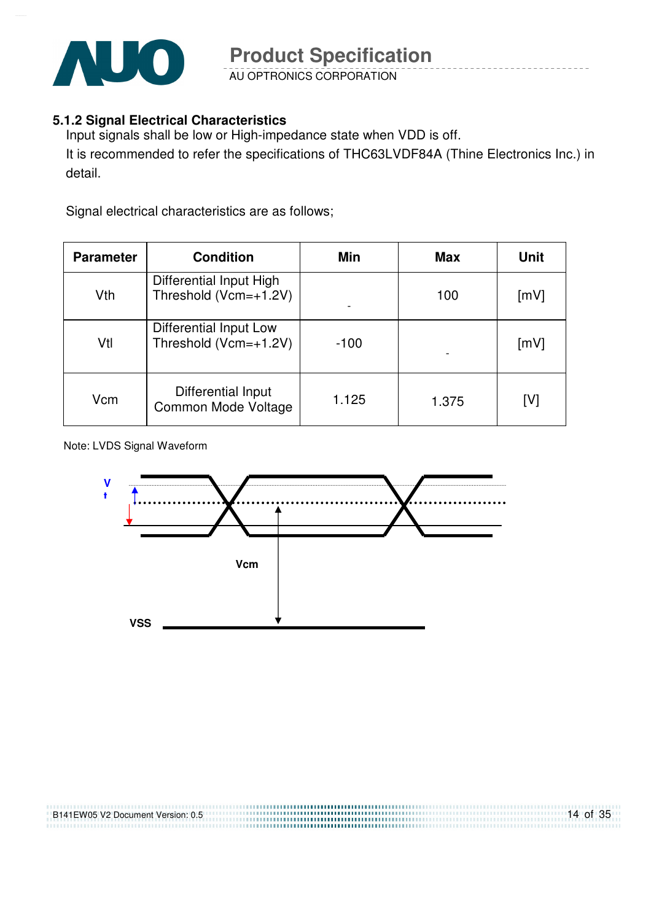### 5.1.2 Signal Electrical Characteristics

Input signals shall be low or High-impedance state when VDD is off.

It is recommended to refer the specifications of THC63LVDF84A (Thine Electronics Inc.) in detail.

Signal electrical characteristics are as follows;

| Parameter | Condition | Min | Max | Unit |
|---|---|---|---|---|
| Vth | Differential Input High Threshold (Vcm=+1.2V) | - | 100 | [mV] |
| Vtl | Differential Input Low Threshold (Vcm=+1.2V) | -100 | - | [mV] |
| Vcm | Differential Input Common Mode Voltage | 1.125 | 1.375 | [V] |

Note: LVDS Signal Waveform

V
t

Vcm

VSS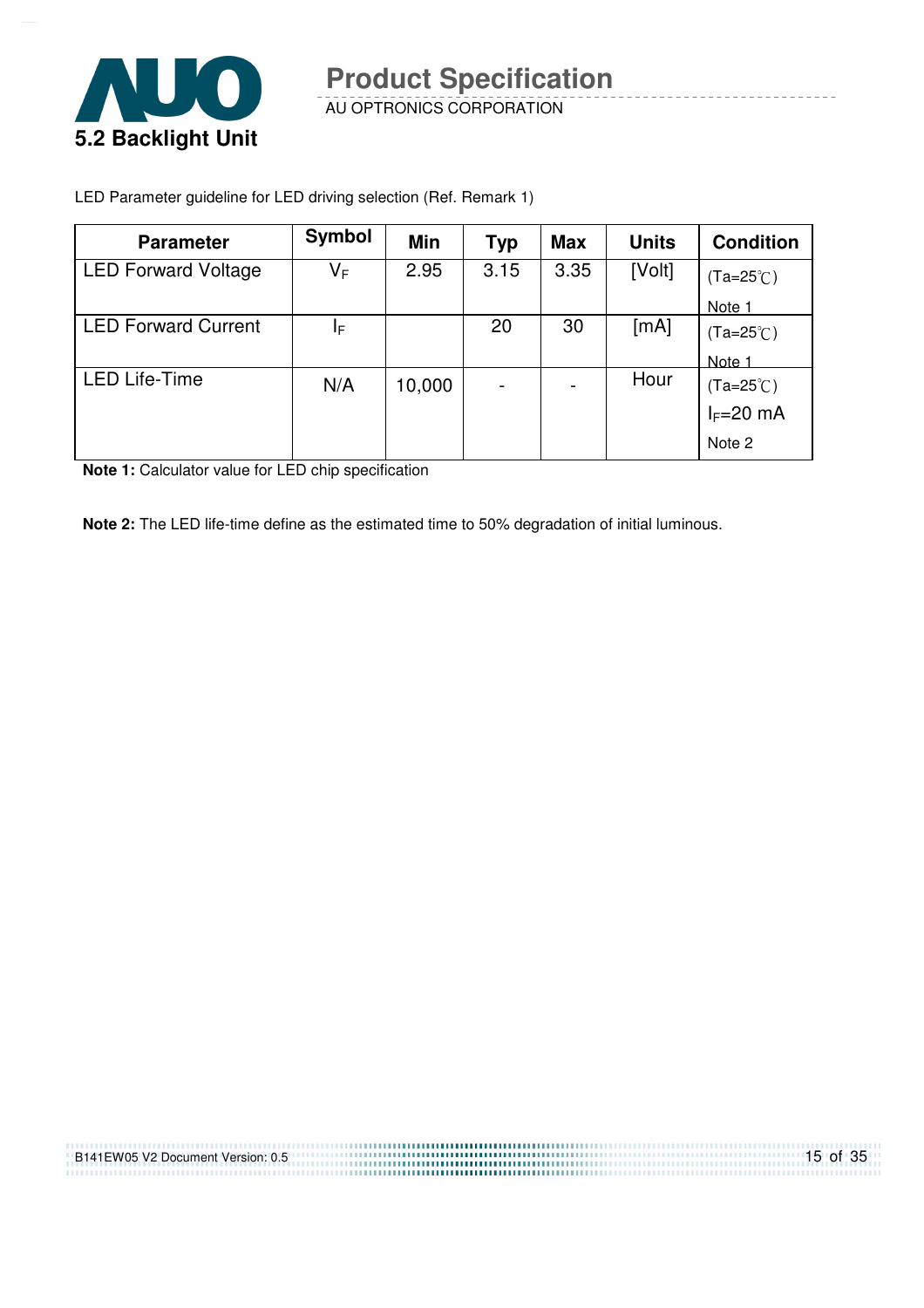## 5.2 Backlight Unit

LED Parameter guideline for LED driving selection (Ref. Remark 1)

| Parameter | Symbol | Min | Typ | Max | Units | Condition |
|---|---|---|---|---|---|---|
| LED Forward Voltage | $V_F$ | 2.95 | 3.15 | 3.35 | [Volt] | (Ta=25℃) Note 1 |
| LED Forward Current | $I_F$ | | 20 | 30 | [mA] | (Ta=25℃) Note 1 |
| LED Life-Time | N/A | 10,000 | - | - | Hour | (Ta=25℃) $I_F$=20 mA Note 2 |

**Note 1:** Calculator value for LED chip specification

**Note 2:** The LED life-time define as the estimated time to 50% degradation of initial luminous.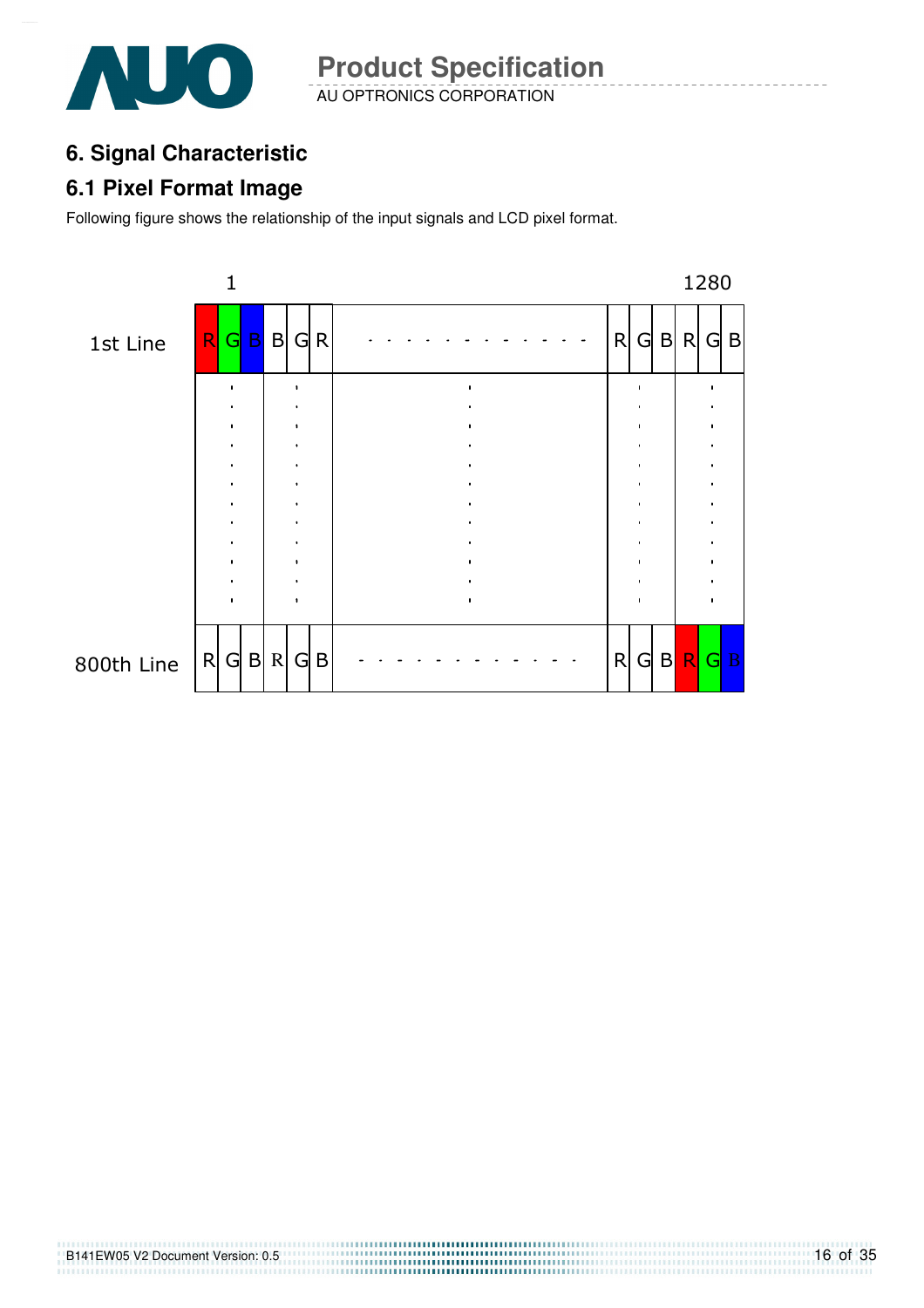# 6. Signal Characteristic

## 6.1 Pixel Format Image

Following figure shows the relationship of the input signals and LCD pixel format.

| | 1 | | | | | | | 1280 | | | | |
|---|---|---|---|---|---|---|---|---|---|---|---|---|
| 1st Line | R | G | B | B | G | R | - - - - - - - - - - - - | R | G | B | R | G | B |
| | . | | | . | | | . | | . | | | . |
| 800th Line | R | G | B | R | G | B | - - - - - - - - - - - - | R | G | B | R | G | B |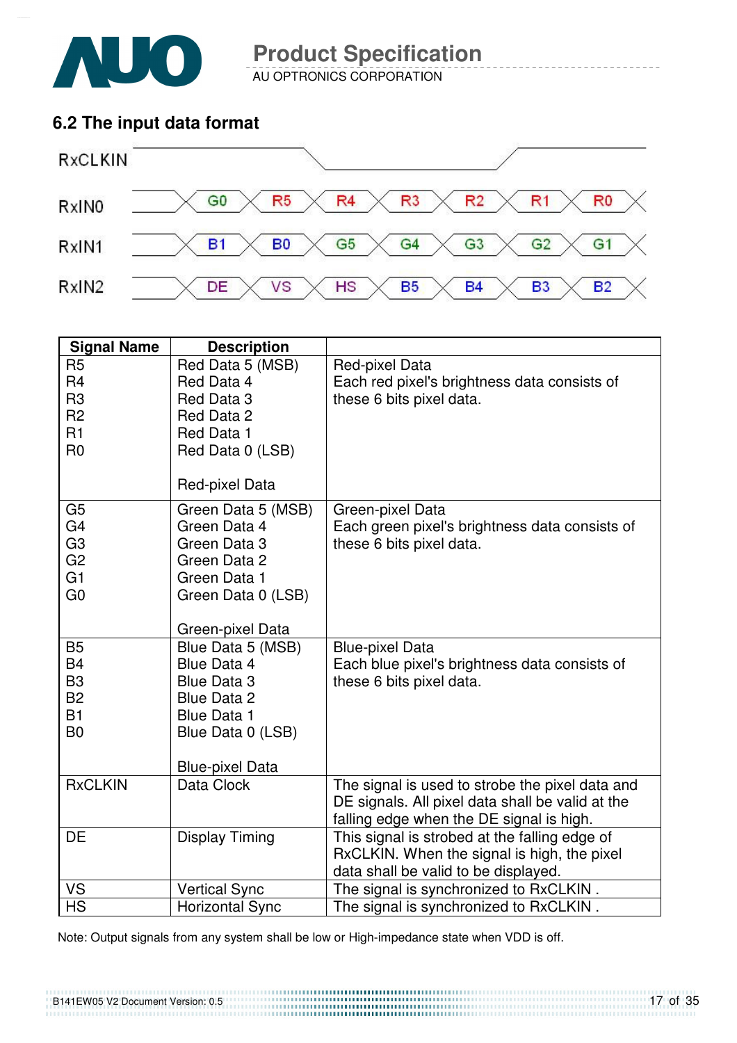## 6.2 The input data format

| Signal | | | | | | | |
|---|---|---|---|---|---|---|---|
| RxCLKIN | | | | | | | |
| RxIN0 | G0 | R5 | R4 | R3 | R2 | R1 | R0 |
| RxIN1 | B1 | B0 | G5 | G4 | G3 | G2 | G1 |
| RxIN2 | DE | VS | HS | B5 | B4 | B3 | B2 |

| Signal Name | Description | |
|---|---|---|
| R5<br>R4<br>R3<br>R2<br>R1<br>R0 | Red Data 5 (MSB)<br>Red Data 4<br>Red Data 3<br>Red Data 2<br>Red Data 1<br>Red Data 0 (LSB)<br><br>Red-pixel Data | Red-pixel Data<br>Each red pixel's brightness data consists of these 6 bits pixel data. |
| G5<br>G4<br>G3<br>G2<br>G1<br>G0 | Green Data 5 (MSB)<br>Green Data 4<br>Green Data 3<br>Green Data 2<br>Green Data 1<br>Green Data 0 (LSB)<br><br>Green-pixel Data | Green-pixel Data<br>Each green pixel's brightness data consists of these 6 bits pixel data. |
| B5<br>B4<br>B3<br>B2<br>B1<br>B0 | Blue Data 5 (MSB)<br>Blue Data 4<br>Blue Data 3<br>Blue Data 2<br>Blue Data 1<br>Blue Data 0 (LSB)<br><br>Blue-pixel Data | Blue-pixel Data<br>Each blue pixel's brightness data consists of these 6 bits pixel data. |
| RxCLKIN | Data Clock | The signal is used to strobe the pixel data and DE signals. All pixel data shall be valid at the falling edge when the DE signal is high. |
| DE | Display Timing | This signal is strobed at the falling edge of RxCLKIN. When the signal is high, the pixel data shall be valid to be displayed. |
| VS | Vertical Sync | The signal is synchronized to RxCLKIN . |
| HS | Horizontal Sync | The signal is synchronized to RxCLKIN . |

Note: Output signals from any system shall be low or High-impedance state when VDD is off.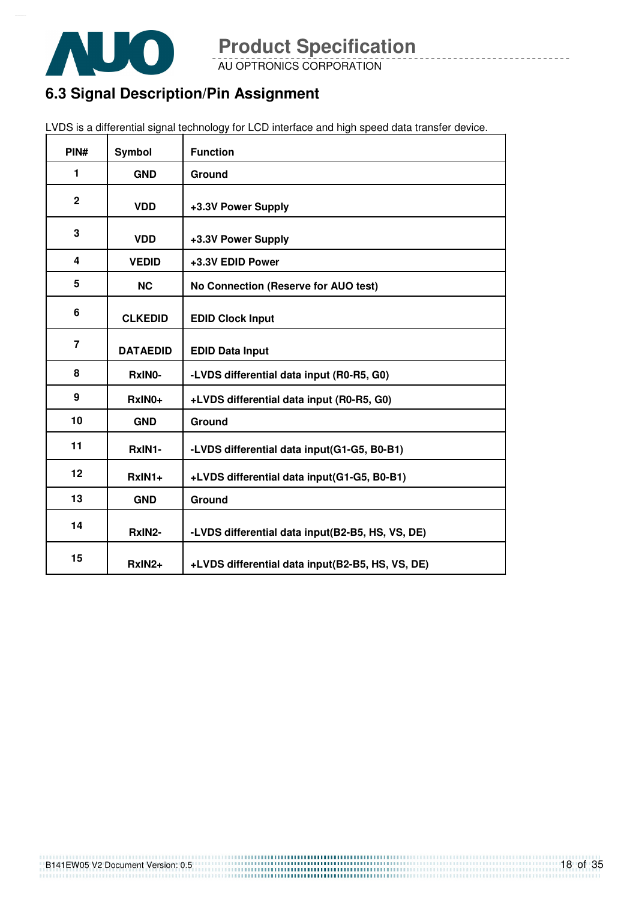## 6.3 Signal Description/Pin Assignment

LVDS is a differential signal technology for LCD interface and high speed data transfer device.

| PIN# | Symbol | Function |
|---|---|---|
| 1 | GND | Ground |
| 2 | VDD | +3.3V Power Supply |
| 3 | VDD | +3.3V Power Supply |
| 4 | VEDID | +3.3V EDID Power |
| 5 | NC | No Connection (Reserve for AUO test) |
| 6 | CLKEDID | EDID Clock Input |
| 7 | DATAEDID | EDID Data Input |
| 8 | RxIN0- | -LVDS differential data input (R0-R5, G0) |
| 9 | RxIN0+ | +LVDS differential data input (R0-R5, G0) |
| 10 | GND | Ground |
| 11 | RxIN1- | -LVDS differential data input(G1-G5, B0-B1) |
| 12 | RxIN1+ | +LVDS differential data input(G1-G5, B0-B1) |
| 13 | GND | Ground |
| 14 | RxIN2- | -LVDS differential data input(B2-B5, HS, VS, DE) |
| 15 | RxIN2+ | +LVDS differential data input(B2-B5, HS, VS, DE) |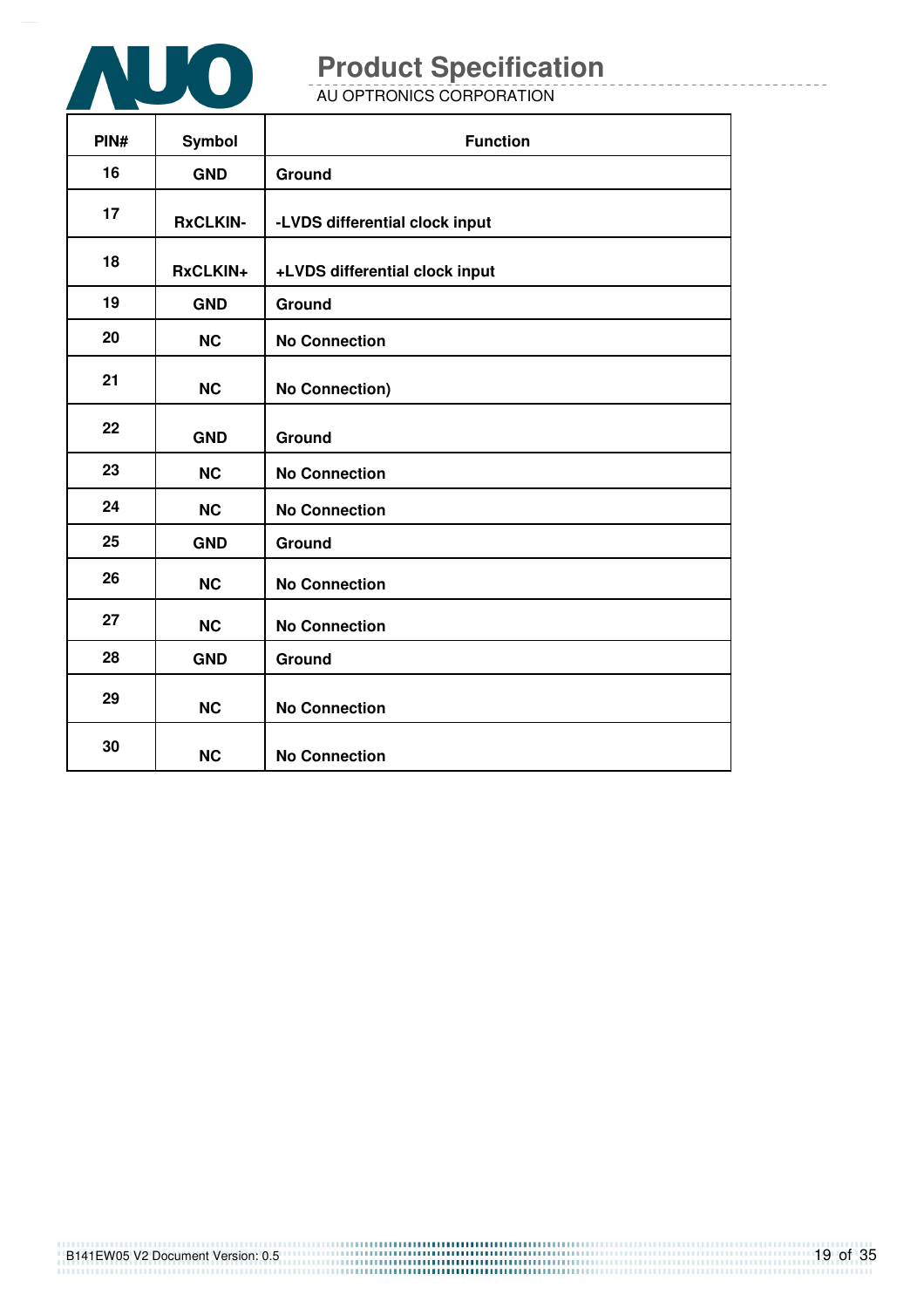| PIN# | Symbol | Function |
| --- | --- | --- |
| 16 | GND | Ground |
| 17 | RxCLKIN- | -LVDS differential clock input |
| 18 | RxCLKIN+ | +LVDS differential clock input |
| 19 | GND | Ground |
| 20 | NC | No Connection |
| 21 | NC | No Connection) |
| 22 | GND | Ground |
| 23 | NC | No Connection |
| 24 | NC | No Connection |
| 25 | GND | Ground |
| 26 | NC | No Connection |
| 27 | NC | No Connection |
| 28 | GND | Ground |
| 29 | NC | No Connection |
| 30 | NC | No Connection |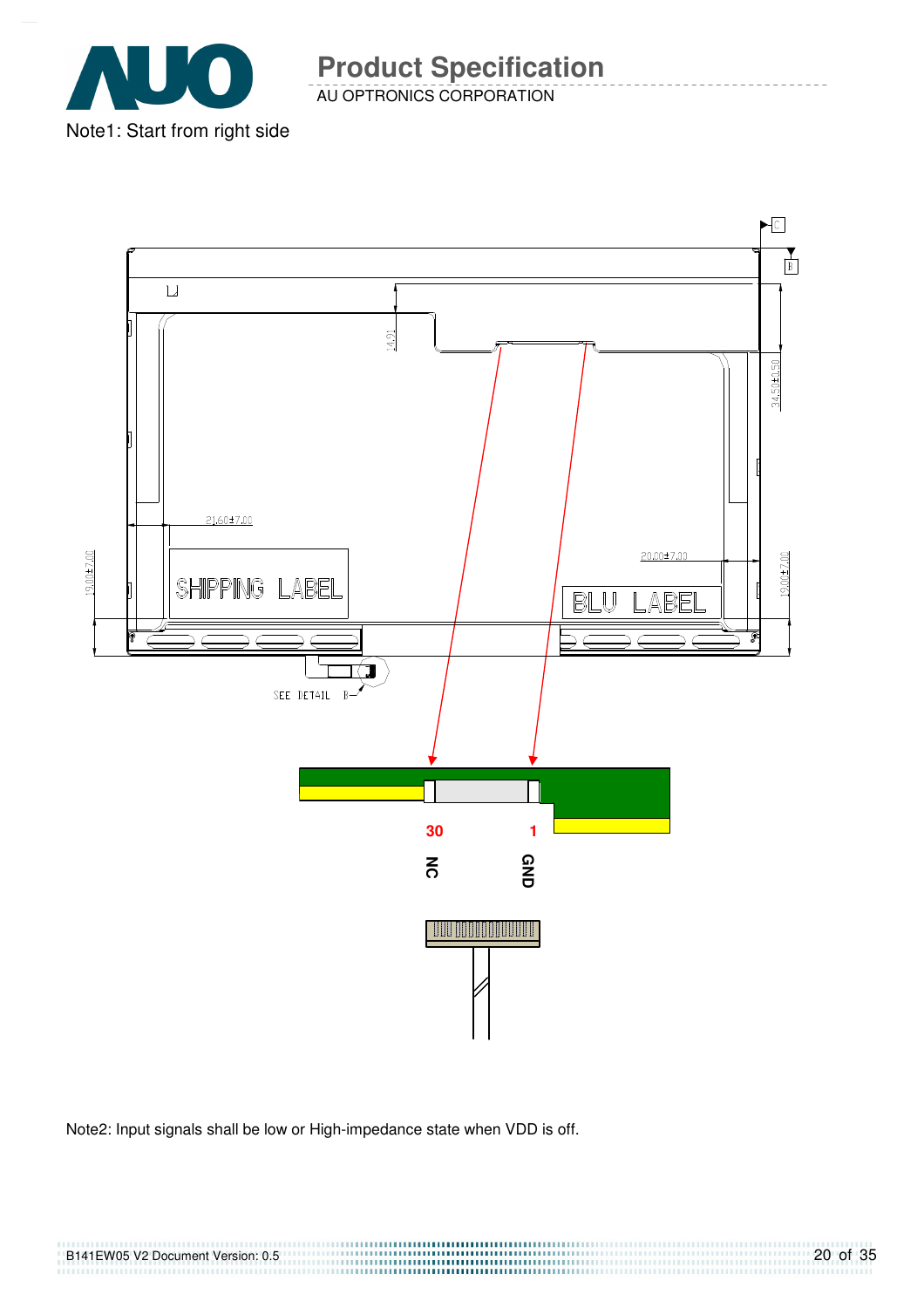Note1: Start from right side

SEE DETAIL B

SHIPPING LABEL

BLU LABEL

21.60±7.00

20.00±7.00

19.00±7.00

19.00±7.00

34.50±0.50

14.91

30 NC

1 GND

Note2: Input signals shall be low or High-impedance state when VDD is off.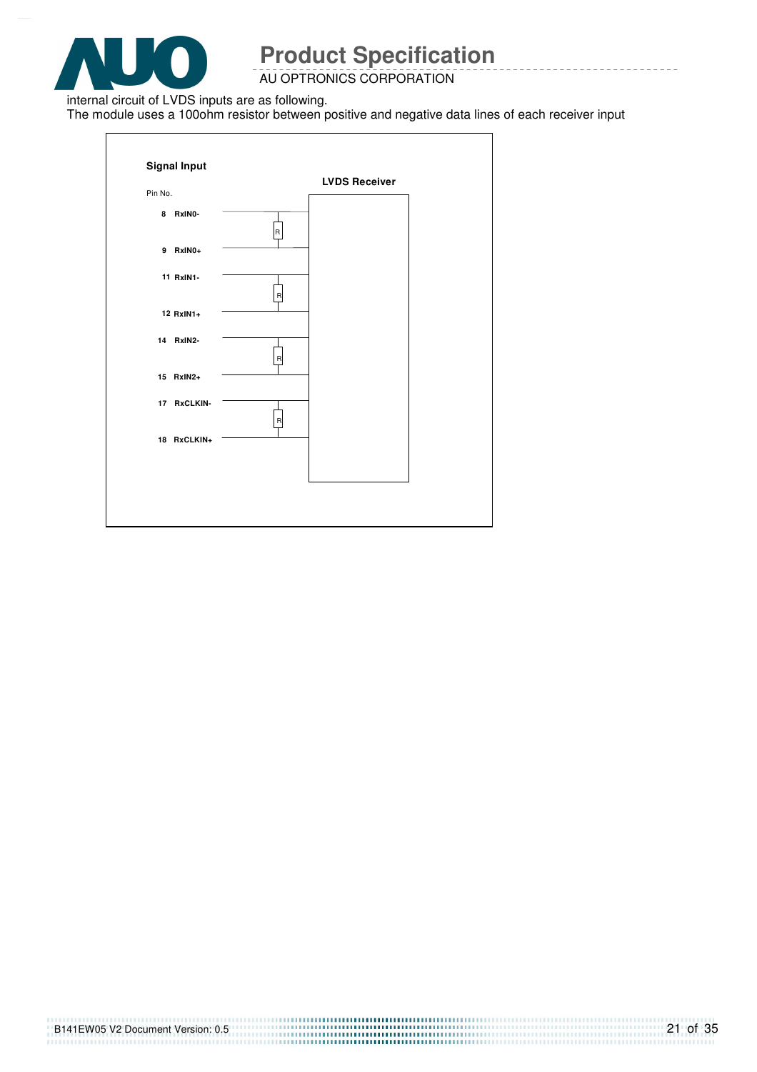internal circuit of LVDS inputs are as following.

The module uses a 100ohm resistor between positive and negative data lines of each receiver input

**Signal Input**

**LVDS Receiver**

Pin No.

| Pin No. | Signal |
|---|---|
| 8 | RxIN0- |
| 9 | RxIN0+ |
| 11 | RxIN1- |
| 12 | RxIN1+ |
| 14 | RxIN2- |
| 15 | RxIN2+ |
| 17 | RxCLKIN- |
| 18 | RxCLKIN+ |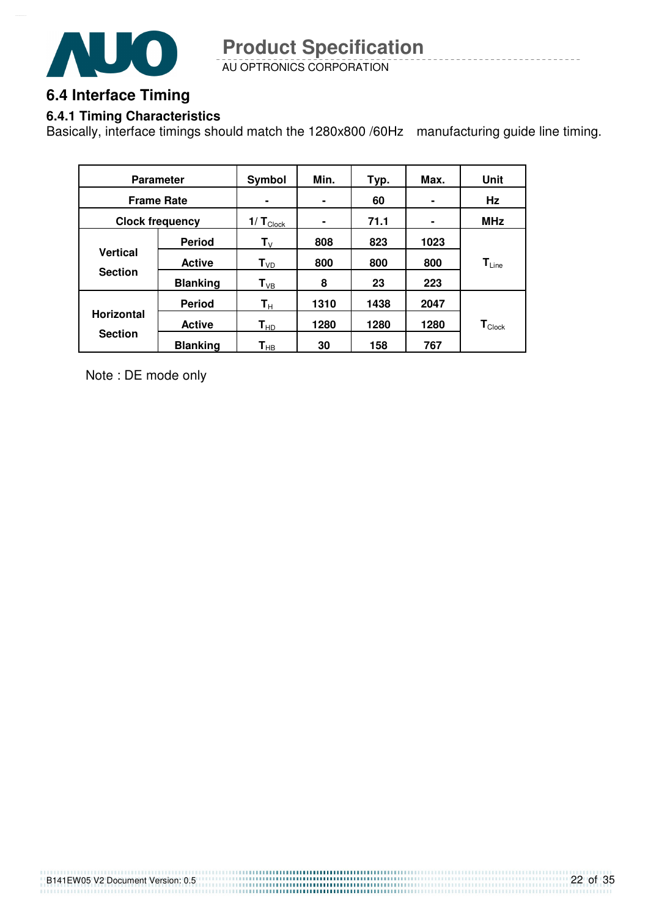## 6.4 Interface Timing

### 6.4.1 Timing Characteristics

Basically, interface timings should match the 1280x800 /60Hz manufacturing guide line timing.

| Parameter | | Symbol | Min. | Typ. | Max. | Unit |
|---|---|---|---|---|---|---|
| Frame Rate | | - | - | 60 | - | Hz |
| Clock frequency | | $1/T_{Clock}$ | - | 71.1 | - | MHz |
| Vertical Section | Period | $T_V$ | 808 | 823 | 1023 | $T_{Line}$ |
| | Active | $T_{VD}$ | 800 | 800 | 800 | |
| | Blanking | $T_{VB}$ | 8 | 23 | 223 | |
| Horizontal Section | Period | $T_H$ | 1310 | 1438 | 2047 | $T_{Clock}$ |
| | Active | $T_{HD}$ | 1280 | 1280 | 1280 | |
| | Blanking | $T_{HB}$ | 30 | 158 | 767 | |

Note : DE mode only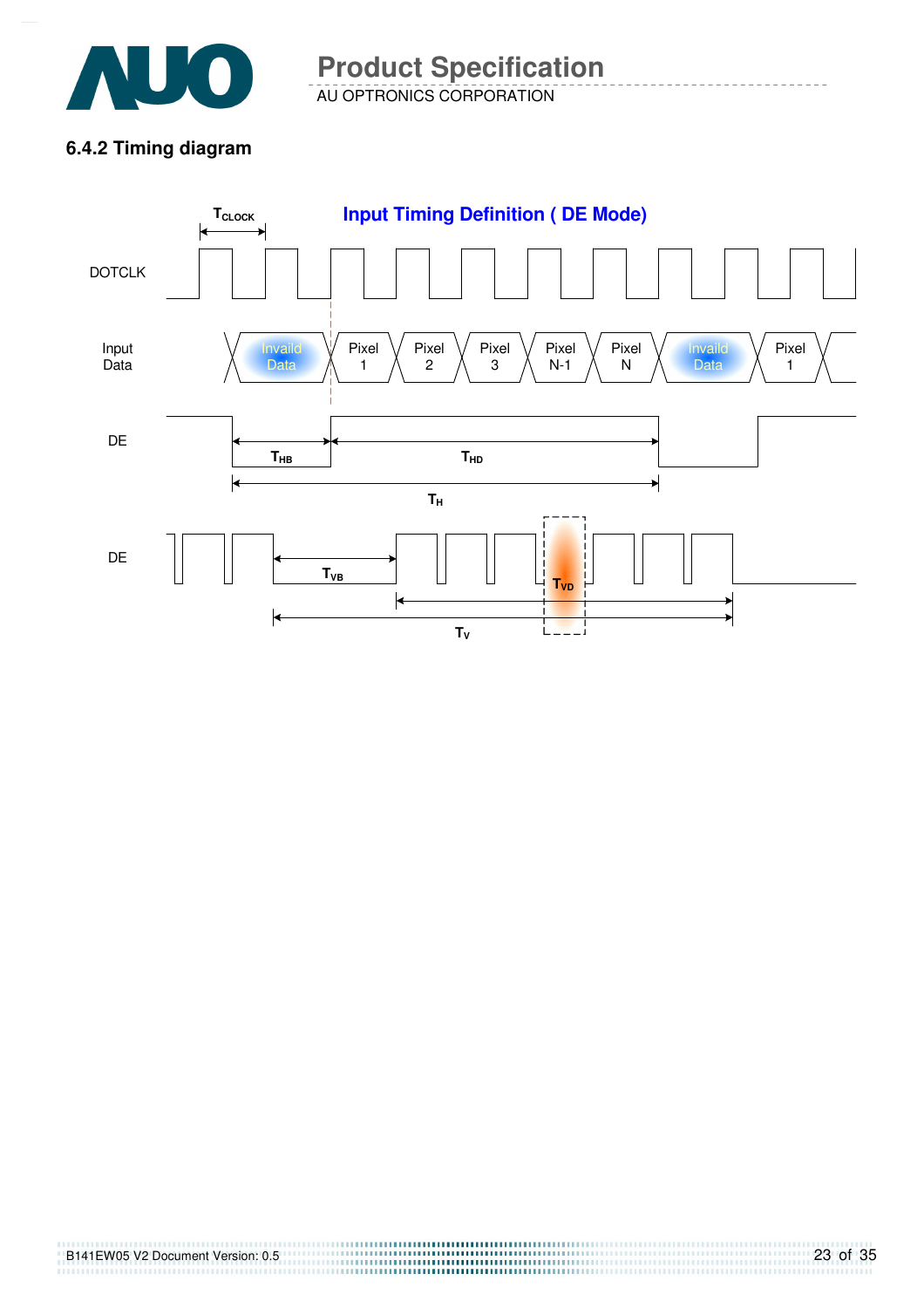### 6.4.2 Timing diagram

**Input Timing Definition ( DE Mode)**

$T_{CLOCK}$

DOTCLK

Input Data: Invaild Data | Pixel 1 | Pixel 2 | Pixel 3 | Pixel N-1 | Pixel N | Invaild Data | Pixel 1

DE: $T_{HB}$, $T_{HD}$, $T_H$

DE: $T_{VB}$, $T_{VD}$, $T_V$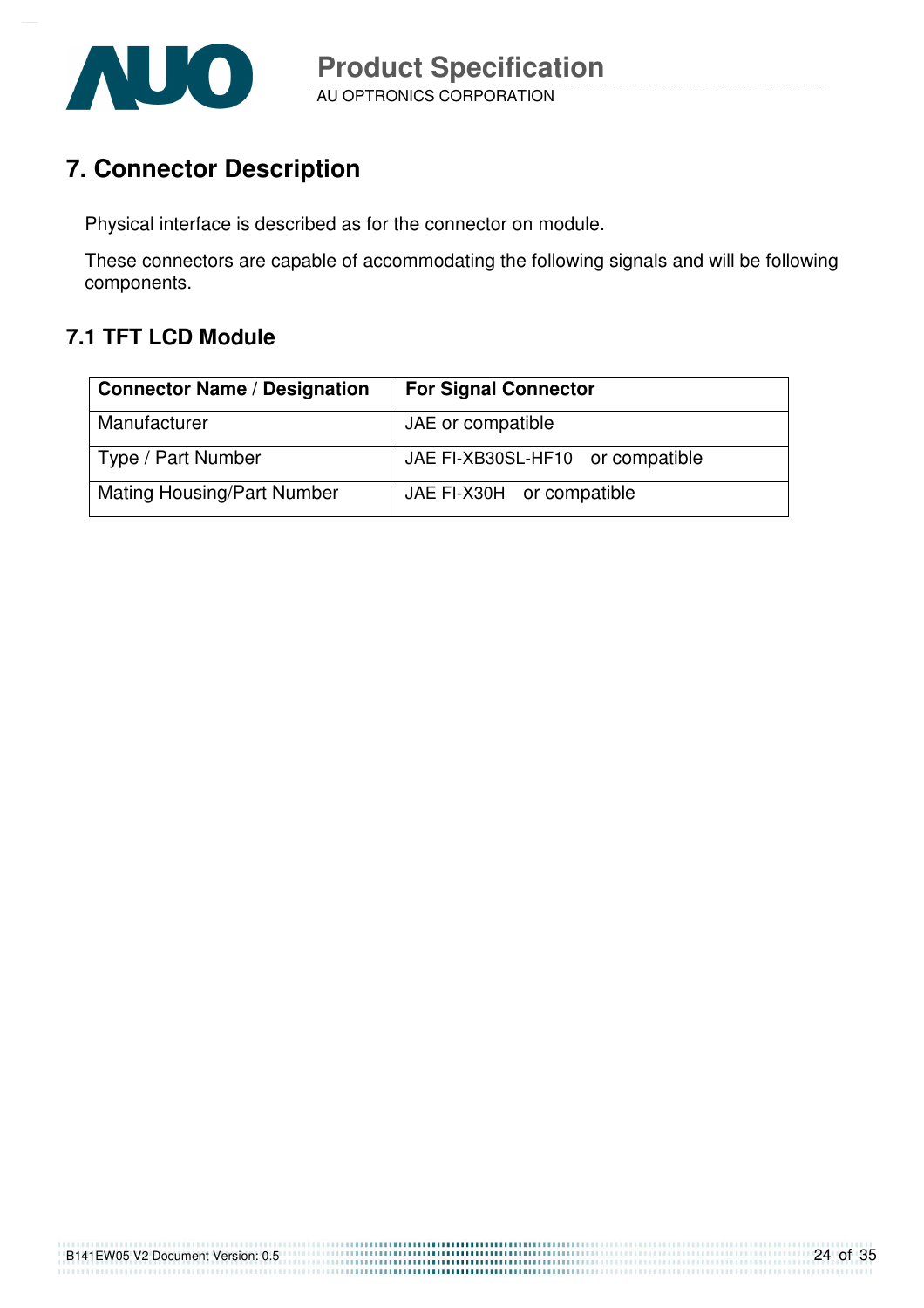# 7. Connector Description

Physical interface is described as for the connector on module.

These connectors are capable of accommodating the following signals and will be following components.

## 7.1 TFT LCD Module

| Connector Name / Designation | For Signal Connector |
|---|---|
| Manufacturer | JAE or compatible |
| Type / Part Number | JAE FI-XB30SL-HF10 or compatible |
| Mating Housing/Part Number | JAE FI-X30H or compatible |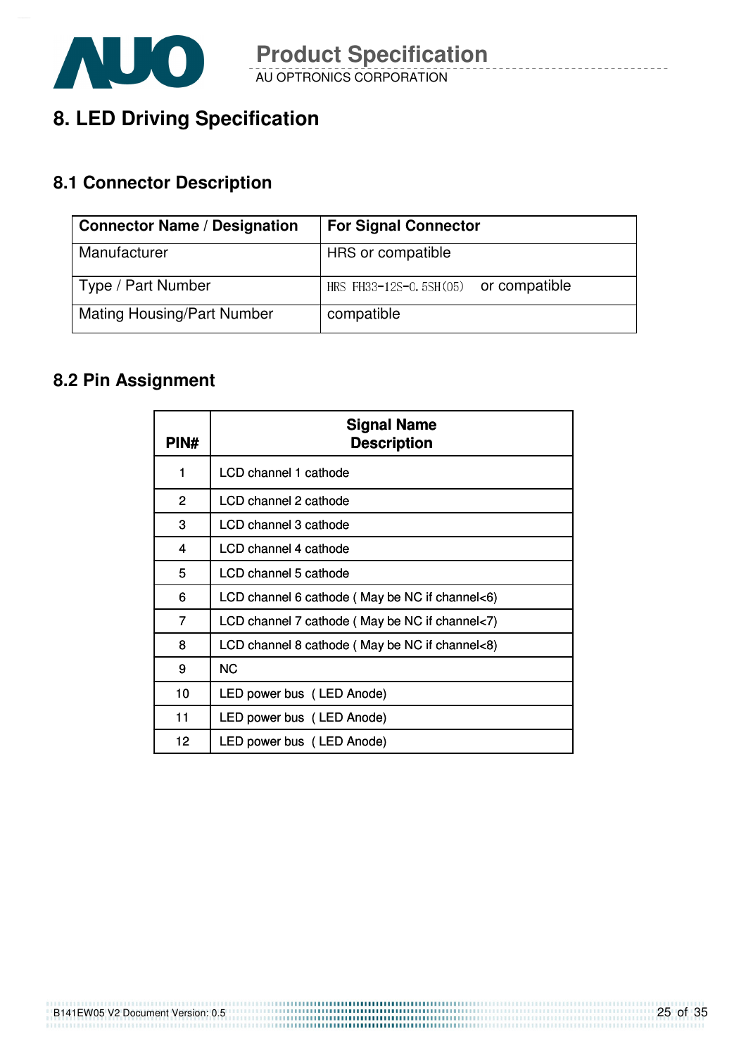# 8. LED Driving Specification

## 8.1 Connector Description

| Connector Name / Designation | For Signal Connector |
|---|---|
| Manufacturer | HRS or compatible |
| Type / Part Number | HRS FH33-12S-0.5SH(05) or compatible |
| Mating Housing/Part Number | compatible |

## 8.2 Pin Assignment

| PIN# | Signal Name Description |
|---|---|
| 1 | LCD channel 1 cathode |
| 2 | LCD channel 2 cathode |
| 3 | LCD channel 3 cathode |
| 4 | LCD channel 4 cathode |
| 5 | LCD channel 5 cathode |
| 6 | LCD channel 6 cathode ( May be NC if channel<6) |
| 7 | LCD channel 7 cathode ( May be NC if channel<7) |
| 8 | LCD channel 8 cathode ( May be NC if channel<8) |
| 9 | NC |
| 10 | LED power bus ( LED Anode) |
| 11 | LED power bus ( LED Anode) |
| 12 | LED power bus ( LED Anode) |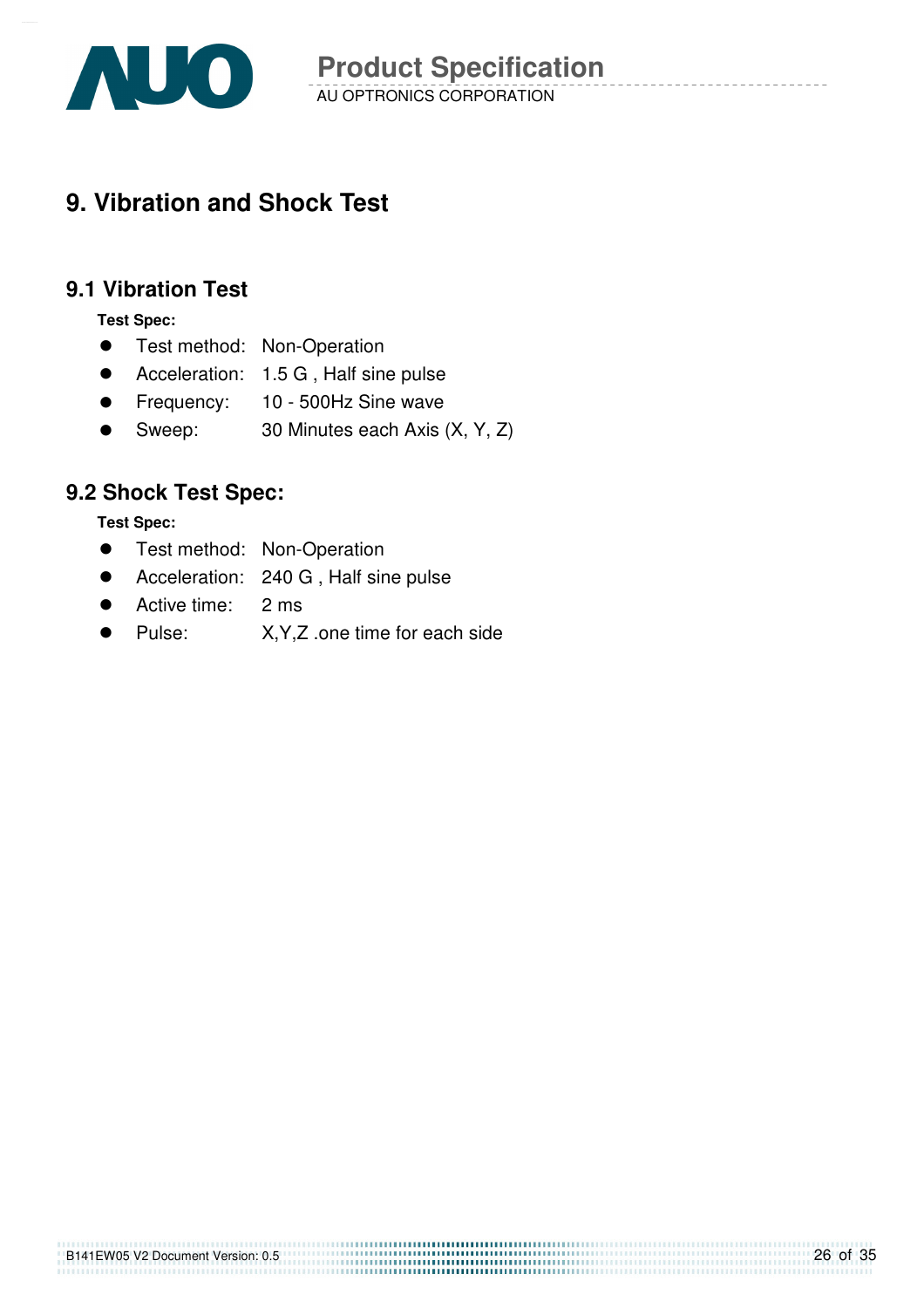# 9. Vibration and Shock Test

## 9.1 Vibration Test

**Test Spec:**

- Test method: Non-Operation
- Acceleration: 1.5 G , Half sine pulse
- Frequency: 10 - 500Hz Sine wave
- Sweep: 30 Minutes each Axis (X, Y, Z)

## 9.2 Shock Test Spec:

**Test Spec:**

- Test method: Non-Operation
- Acceleration: 240 G , Half sine pulse
- Active time: 2 ms
- Pulse: X,Y,Z .one time for each side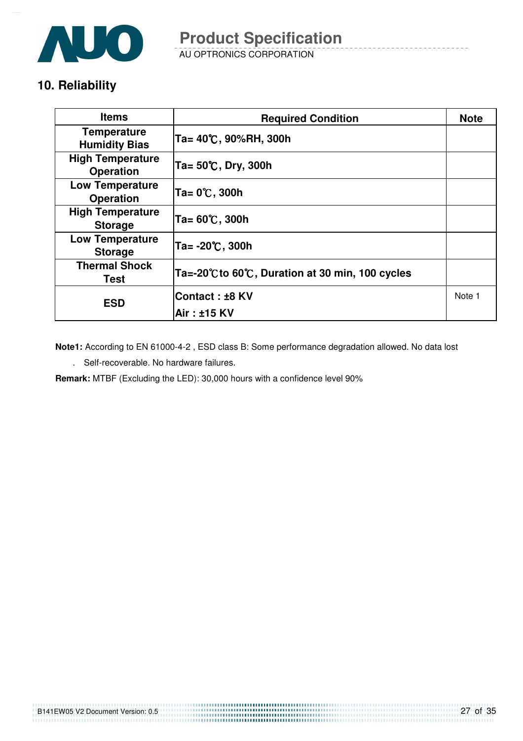## 10. Reliability

| Items | Required Condition | Note |
|---|---|---|
| Temperature Humidity Bias | Ta= 40℃, 90%RH, 300h | |
| High Temperature Operation | Ta= 50℃, Dry, 300h | |
| Low Temperature Operation | Ta= 0℃, 300h | |
| High Temperature Storage | Ta= 60℃, 300h | |
| Low Temperature Storage | Ta= -20℃, 300h | |
| Thermal Shock Test | Ta=-20℃to 60℃, Duration at 30 min, 100 cycles | |
| ESD | Contact : ±8 KV<br>Air : ±15 KV | Note 1 |

**Note1:** According to EN 61000-4-2 , ESD class B: Some performance degradation allowed. No data lost

. Self-recoverable. No hardware failures.

**Remark:** MTBF (Excluding the LED): 30,000 hours with a confidence level 90%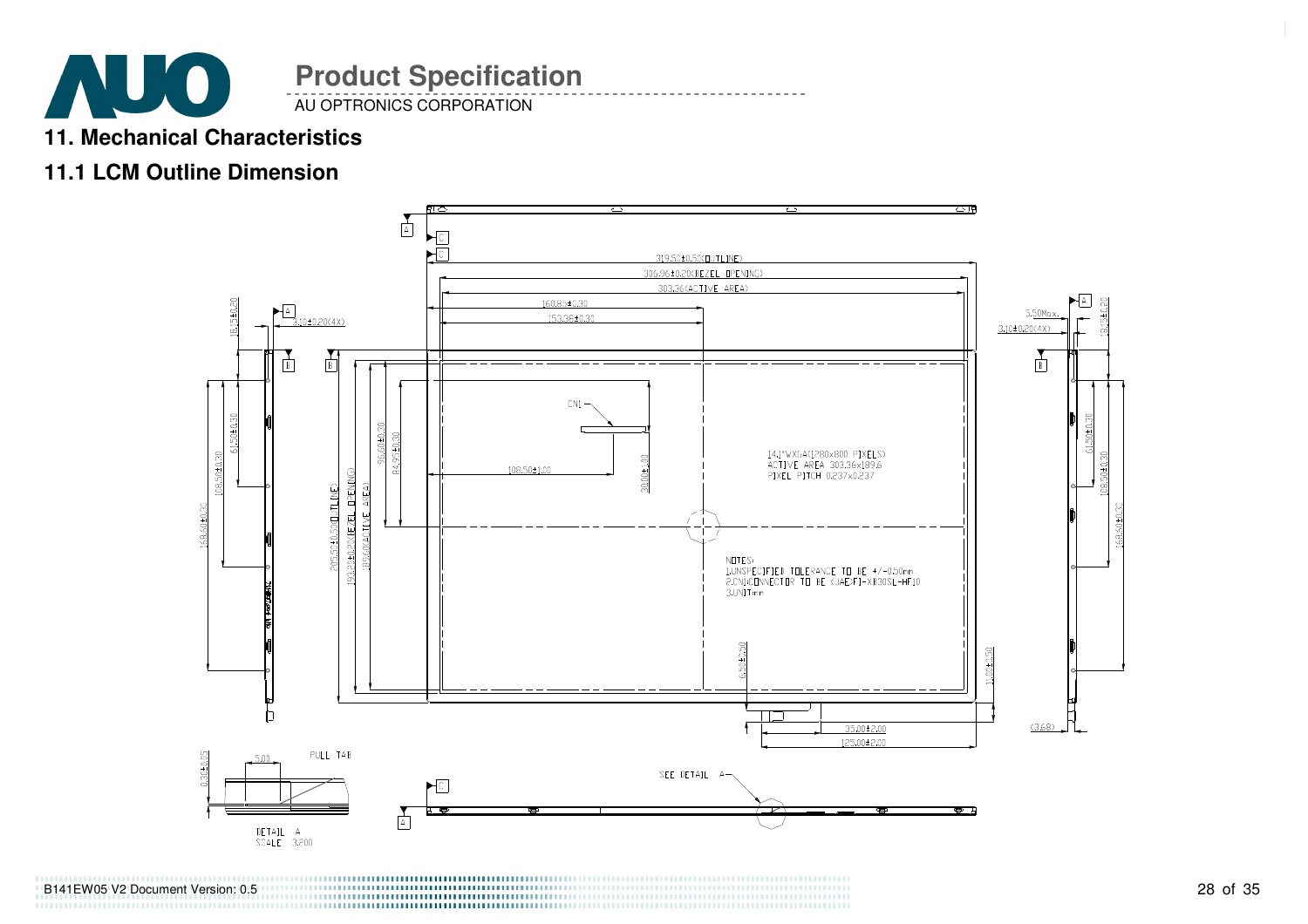## 11. Mechanical Characteristics

### 11.1 LCM Outline Dimension

319.50±0.50(OUTLINE)

306.96±0.20(BEZEL OPENING)

303.36(ACTIVE AREA)

160.85±0.30

153.38±0.30

18.45±0.20

3.10±0.20(4X)

5.50Max.

CN1

108.50±1.00

30.00±1.00

61.50±0.30

108.50±0.30

168.60±0.30

205.50±0.50(OUTLINE)

193.22±0.20(BEZEL OPENING)

189.60(ACTIVE AREA)

96.60±0.30

84.95±0.30

14.1"WXGA(1280x800 PIXELS)
ACTIVE AREA 303.36x189.6
PIXEL PITCH 0.237x0.237

NOTES:
1.UNSPECIFIED TOLERANCE TO BE +/-0.50mm
2.CN1:CONNECTOR TO BE (JAE)FI-XB30SL-HF10
3.UNIT:mm

6.50±0.50

11.00±0.50

35.00±2.00

125.00±2.00

(3.68)

0.30±0.05

5.00

PULL TAB

SEE DETAIL A

DETAIL A
SCALE 3.200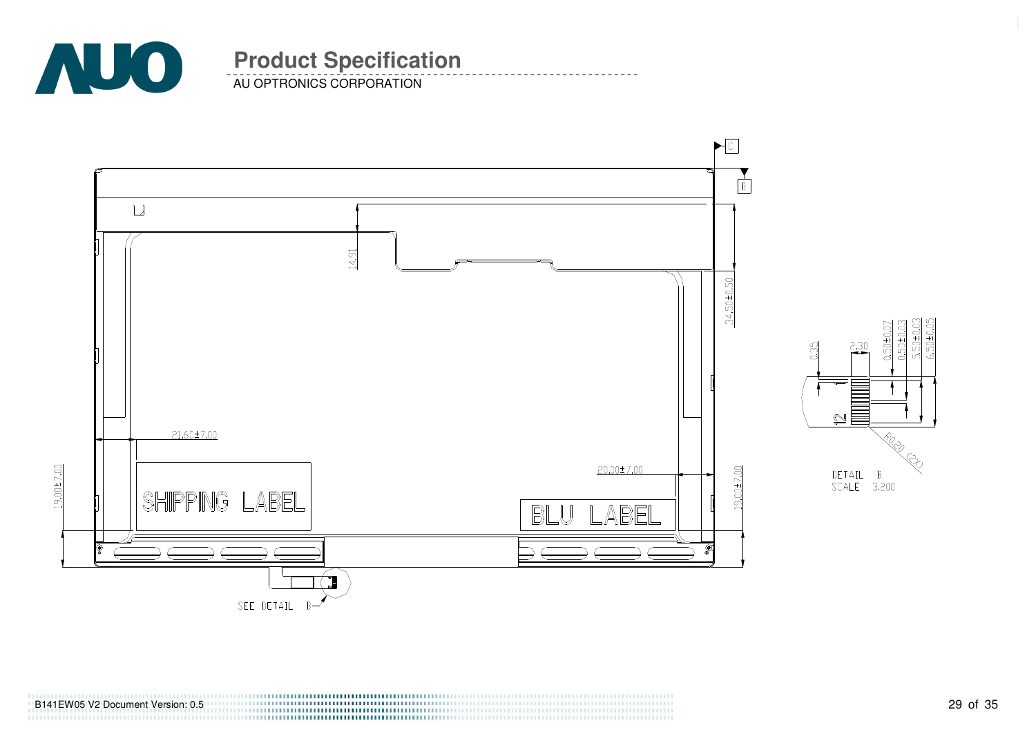C

B

14.91

34.50±0.50

21.60±7.00

20.00±7.00

19.00±7.00

19.00±7.00

SHIPPING LABEL

BLU LABEL

SEE DETAIL B

0.35

2.30

0.50±0.07

0.50±0.03

5.50±0.03

6.50±0.05

12

R0.20 (2X)

DETAIL B

SCALE 3.200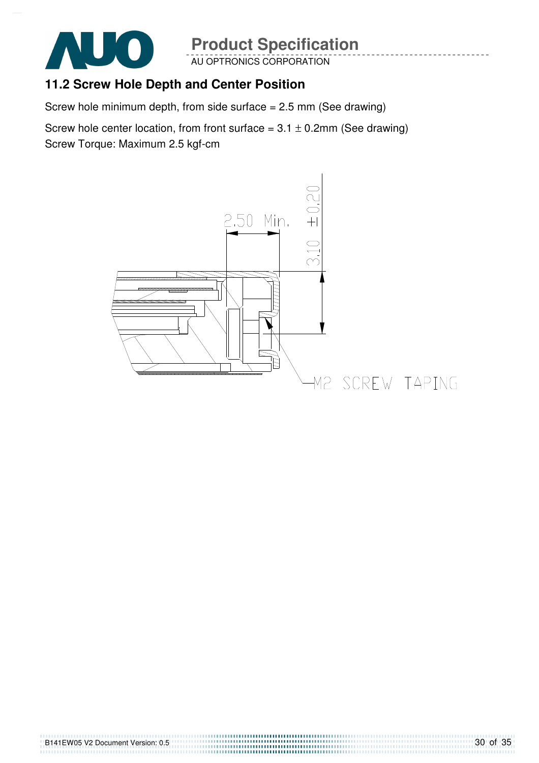## 11.2 Screw Hole Depth and Center Position

Screw hole minimum depth, from side surface = 2.5 mm (See drawing)

Screw hole center location, from front surface = 3.1 ± 0.2mm (See drawing)
Screw Torque: Maximum 2.5 kgf-cm

2.50 Min.

3.10 ±0.20

M2 SCREW TAPING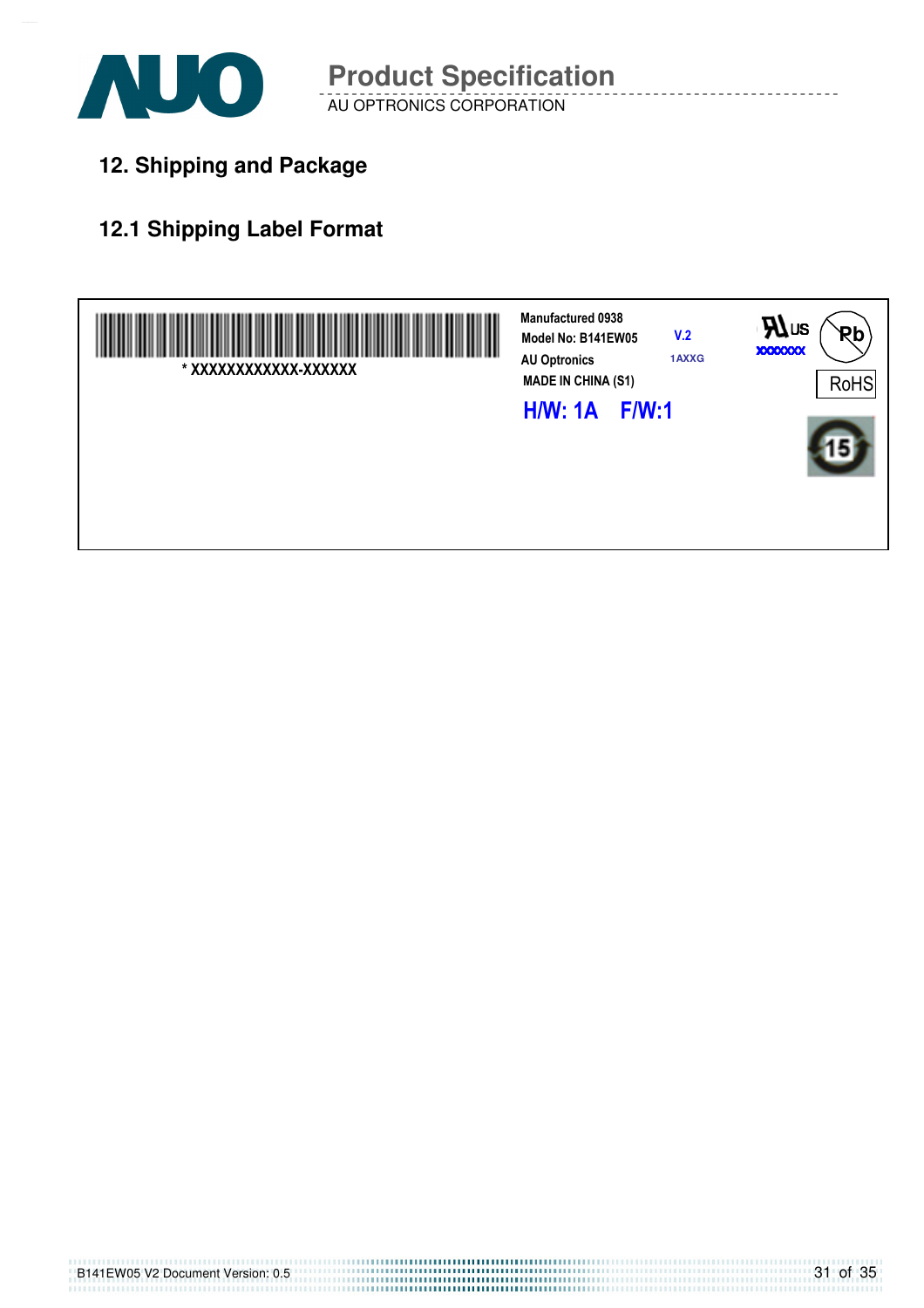## 12. Shipping and Package

### 12.1 Shipping Label Format

* XXXXXXXXXXXX-XXXXXX

Manufactured 0938

Model No: B141EW05 V.2

AU Optronics 1AXXG

MADE IN CHINA (S1)

**H/W: 1A F/W:1**

US

XXXXXXX

Pb

RoHS

15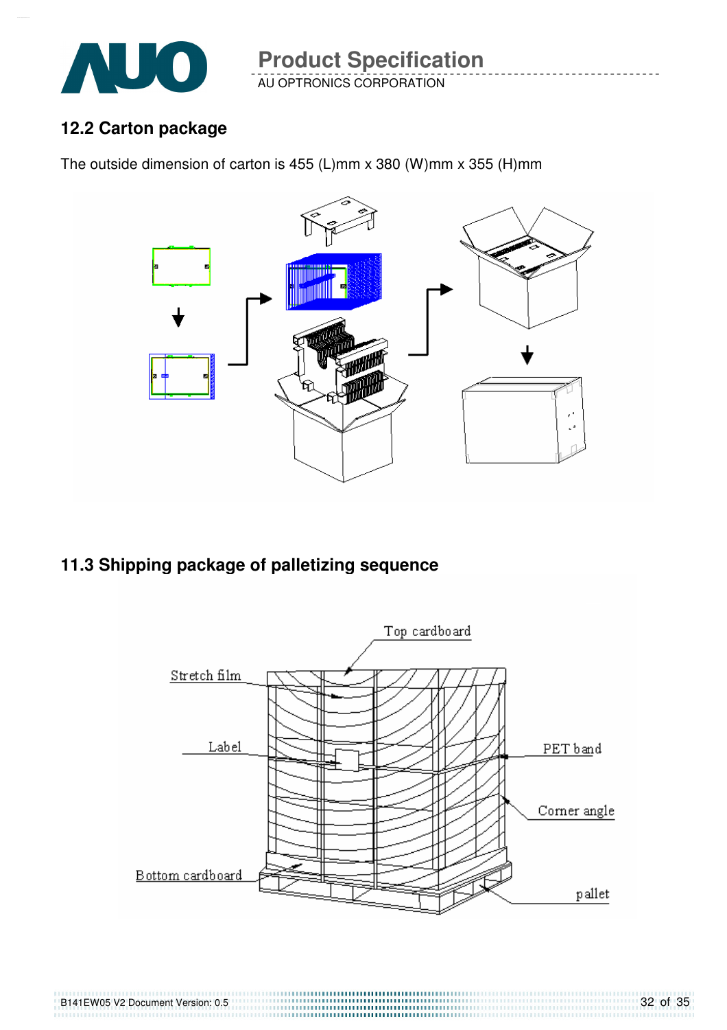## 12.2 Carton package

The outside dimension of carton is 455 (L)mm x 380 (W)mm x 355 (H)mm

## 11.3 Shipping package of palletizing sequence

Top cardboard

Stretch film

Label

PET band

Corner angle

Bottom cardboard

pallet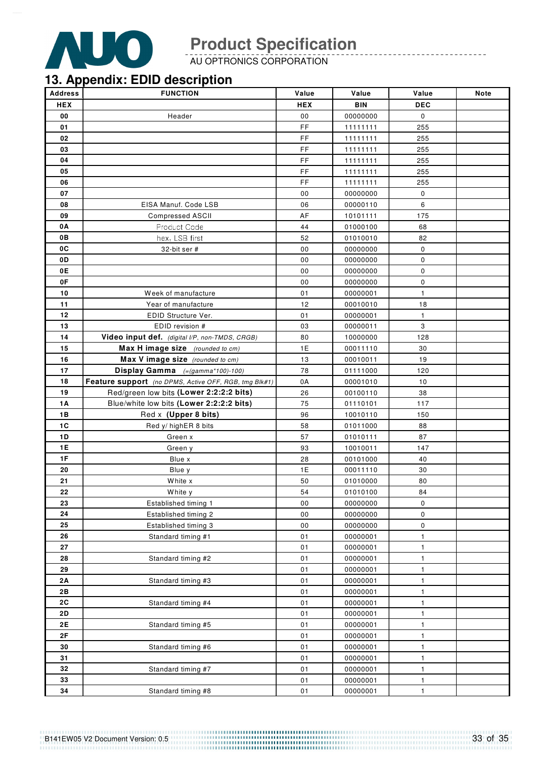# 13. Appendix: EDID description

| Address | FUNCTION | Value | Value | Value | Note |
|---|---|---|---|---|---|
| HEX | | HEX | BIN | DEC | |
| 00 | Header | 00 | 00000000 | 0 | |
| 01 | | FF | 11111111 | 255 | |
| 02 | | FF | 11111111 | 255 | |
| 03 | | FF | 11111111 | 255 | |
| 04 | | FF | 11111111 | 255 | |
| 05 | | FF | 11111111 | 255 | |
| 06 | | FF | 11111111 | 255 | |
| 07 | | 00 | 00000000 | 0 | |
| 08 | EISA Manuf. Code LSB | 06 | 00000110 | 6 | |
| 09 | Compressed ASCII | AF | 10101111 | 175 | |
| 0A | Product Code | 44 | 01000100 | 68 | |
| 0B | hex, LSB first | 52 | 01010010 | 82 | |
| 0C | 32-bit ser # | 00 | 00000000 | 0 | |
| 0D | | 00 | 00000000 | 0 | |
| 0E | | 00 | 00000000 | 0 | |
| 0F | | 00 | 00000000 | 0 | |
| 10 | Week of manufacture | 01 | 00000001 | 1 | |
| 11 | Year of manufacture | 12 | 00010010 | 18 | |
| 12 | EDID Structure Ver. | 01 | 00000001 | 1 | |
| 13 | EDID revision # | 03 | 00000011 | 3 | |
| 14 | **Video input def.** *(digital I/P, non-TMDS, CRGB)* | 80 | 10000000 | 128 | |
| 15 | **Max H image size** *(rounded to cm)* | 1E | 00011110 | 30 | |
| 16 | **Max V image size** *(rounded to cm)* | 13 | 00010011 | 19 | |
| 17 | **Display Gamma** *(=(gamma*100)-100)* | 78 | 01111000 | 120 | |
| 18 | **Feature support** *(no DPMS, Active OFF, RGB, tmg Blk#1)* | 0A | 00001010 | 10 | |
| 19 | Red/green low bits **(Lower 2:2:2:2 bits)** | 26 | 00100110 | 38 | |
| 1A | Blue/white low bits **(Lower 2:2:2:2 bits)** | 75 | 01110101 | 117 | |
| 1B | Red x **(Upper 8 bits)** | 96 | 10010110 | 150 | |
| 1C | Red y/ highER 8 bits | 58 | 01011000 | 88 | |
| 1D | Green x | 57 | 01010111 | 87 | |
| 1E | Green y | 93 | 10010011 | 147 | |
| 1F | Blue x | 28 | 00101000 | 40 | |
| 20 | Blue y | 1E | 00011110 | 30 | |
| 21 | White x | 50 | 01010000 | 80 | |
| 22 | White y | 54 | 01010100 | 84 | |
| 23 | Established timing 1 | 00 | 00000000 | 0 | |
| 24 | Established timing 2 | 00 | 00000000 | 0 | |
| 25 | Established timing 3 | 00 | 00000000 | 0 | |
| 26 | Standard timing #1 | 01 | 00000001 | 1 | |
| 27 | | 01 | 00000001 | 1 | |
| 28 | Standard timing #2 | 01 | 00000001 | 1 | |
| 29 | | 01 | 00000001 | 1 | |
| 2A | Standard timing #3 | 01 | 00000001 | 1 | |
| 2B | | 01 | 00000001 | 1 | |
| 2C | Standard timing #4 | 01 | 00000001 | 1 | |
| 2D | | 01 | 00000001 | 1 | |
| 2E | Standard timing #5 | 01 | 00000001 | 1 | |
| 2F | | 01 | 00000001 | 1 | |
| 30 | Standard timing #6 | 01 | 00000001 | 1 | |
| 31 | | 01 | 00000001 | 1 | |
| 32 | Standard timing #7 | 01 | 00000001 | 1 | |
| 33 | | 01 | 00000001 | 1 | |
| 34 | Standard timing #8 | 01 | 00000001 | 1 | |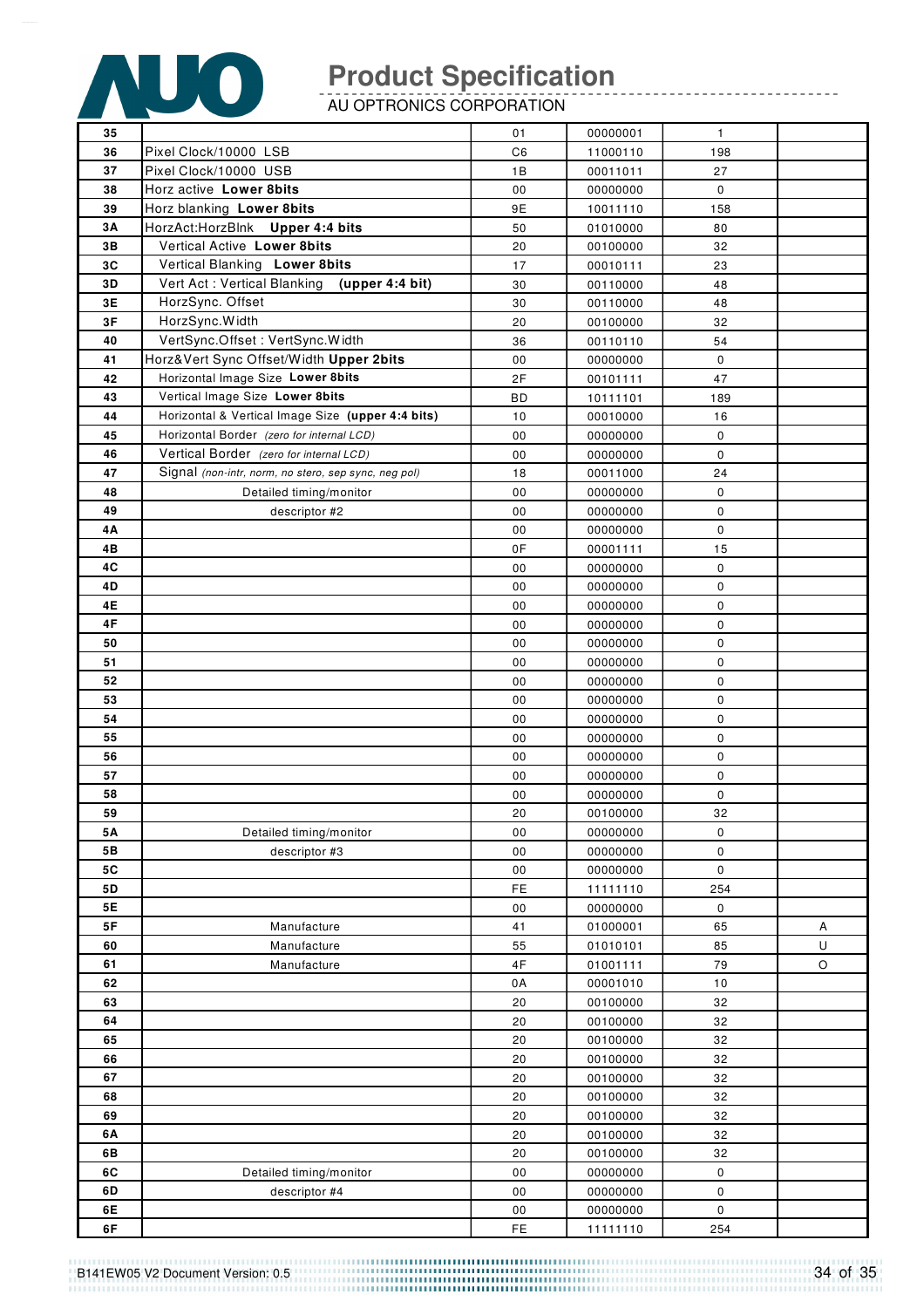| | | | | | |
|---|---|---|---|---|---|
| 35 | | 01 | 00000001 | 1 | |
| 36 | Pixel Clock/10000 LSB | C6 | 11000110 | 198 | |
| 37 | Pixel Clock/10000 USB | 1B | 00011011 | 27 | |
| 38 | Horz active **Lower 8bits** | 00 | 00000000 | 0 | |
| 39 | Horz blanking **Lower 8bits** | 9E | 10011110 | 158 | |
| 3A | HorzAct:HorzBlnk **Upper 4:4 bits** | 50 | 01010000 | 80 | |
| 3B | Vertical Active **Lower 8bits** | 20 | 00100000 | 32 | |
| 3C | Vertical Blanking **Lower 8bits** | 17 | 00010111 | 23 | |
| 3D | Vert Act : Vertical Blanking **(upper 4:4 bit)** | 30 | 00110000 | 48 | |
| 3E | HorzSync. Offset | 30 | 00110000 | 48 | |
| 3F | HorzSync.Width | 20 | 00100000 | 32 | |
| 40 | VertSync.Offset : VertSync.Width | 36 | 00110110 | 54 | |
| 41 | Horz&Vert Sync Offset/Width **Upper 2bits** | 00 | 00000000 | 0 | |
| 42 | Horizontal Image Size **Lower 8bits** | 2F | 00101111 | 47 | |
| 43 | Vertical Image Size **Lower 8bits** | BD | 10111101 | 189 | |
| 44 | Horizontal & Vertical Image Size **(upper 4:4 bits)** | 10 | 00010000 | 16 | |
| 45 | Horizontal Border *(zero for internal LCD)* | 00 | 00000000 | 0 | |
| 46 | Vertical Border *(zero for internal LCD)* | 00 | 00000000 | 0 | |
| 47 | Signal *(non-intr, norm, no stero, sep sync, neg pol)* | 18 | 00011000 | 24 | |
| 48 | Detailed timing/monitor | 00 | 00000000 | 0 | |
| 49 | descriptor #2 | 00 | 00000000 | 0 | |
| 4A | | 00 | 00000000 | 0 | |
| 4B | | 0F | 00001111 | 15 | |
| 4C | | 00 | 00000000 | 0 | |
| 4D | | 00 | 00000000 | 0 | |
| 4E | | 00 | 00000000 | 0 | |
| 4F | | 00 | 00000000 | 0 | |
| 50 | | 00 | 00000000 | 0 | |
| 51 | | 00 | 00000000 | 0 | |
| 52 | | 00 | 00000000 | 0 | |
| 53 | | 00 | 00000000 | 0 | |
| 54 | | 00 | 00000000 | 0 | |
| 55 | | 00 | 00000000 | 0 | |
| 56 | | 00 | 00000000 | 0 | |
| 57 | | 00 | 00000000 | 0 | |
| 58 | | 00 | 00000000 | 0 | |
| 59 | | 20 | 00100000 | 32 | |
| 5A | Detailed timing/monitor | 00 | 00000000 | 0 | |
| 5B | descriptor #3 | 00 | 00000000 | 0 | |
| 5C | | 00 | 00000000 | 0 | |
| 5D | | FE | 11111110 | 254 | |
| 5E | | 00 | 00000000 | 0 | |
| 5F | Manufacture | 41 | 01000001 | 65 | A |
| 60 | Manufacture | 55 | 01010101 | 85 | U |
| 61 | Manufacture | 4F | 01001111 | 79 | O |
| 62 | | 0A | 00001010 | 10 | |
| 63 | | 20 | 00100000 | 32 | |
| 64 | | 20 | 00100000 | 32 | |
| 65 | | 20 | 00100000 | 32 | |
| 66 | | 20 | 00100000 | 32 | |
| 67 | | 20 | 00100000 | 32 | |
| 68 | | 20 | 00100000 | 32 | |
| 69 | | 20 | 00100000 | 32 | |
| 6A | | 20 | 00100000 | 32 | |
| 6B | | 20 | 00100000 | 32 | |
| 6C | Detailed timing/monitor | 00 | 00000000 | 0 | |
| 6D | descriptor #4 | 00 | 00000000 | 0 | |
| 6E | | 00 | 00000000 | 0 | |
| 6F | | FE | 11111110 | 254 | |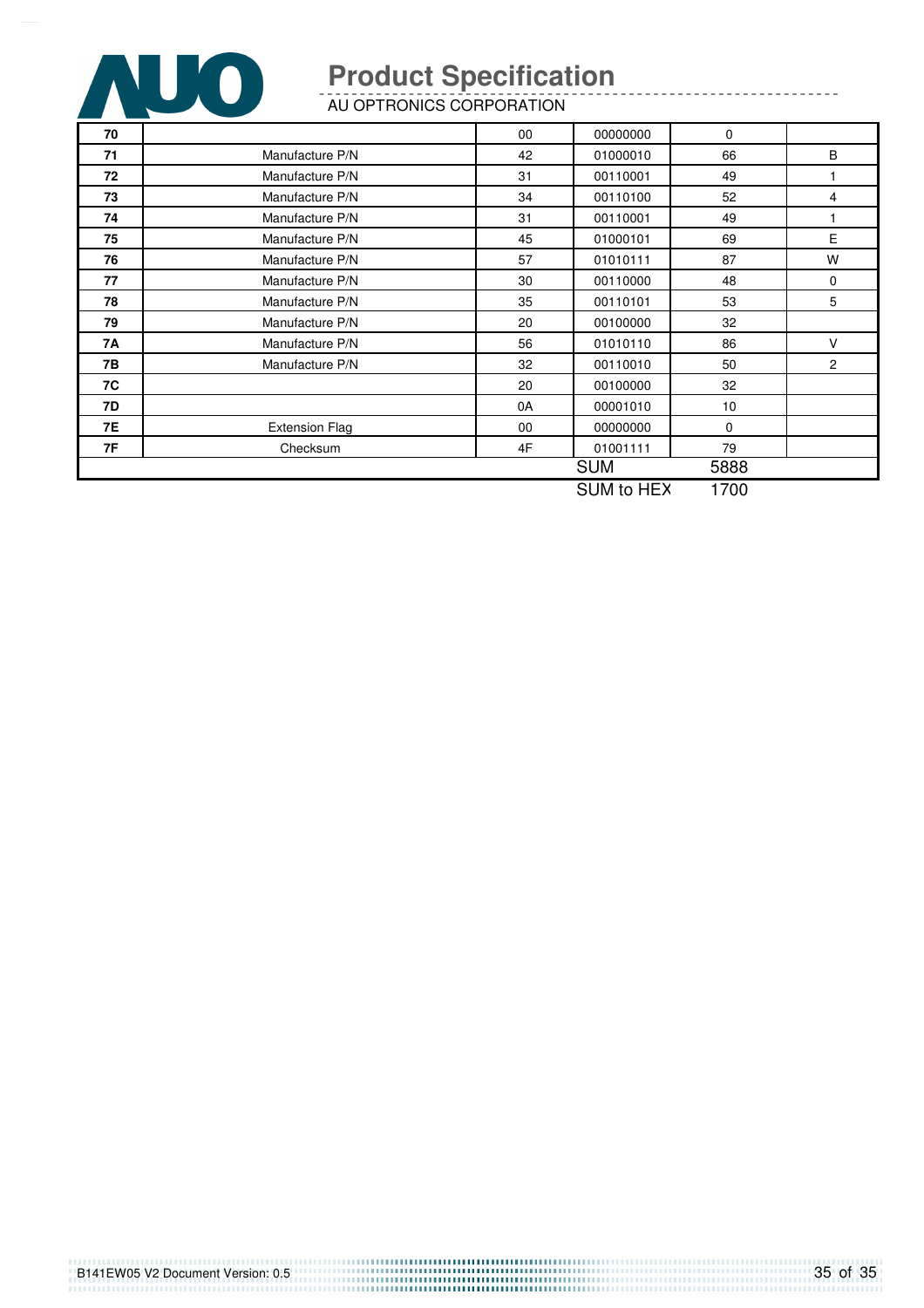| | | | | | |
|---|---|---|---|---|---|
| **70** | | 00 | 00000000 | 0 | |
| **71** | Manufacture P/N | 42 | 01000010 | 66 | B |
| **72** | Manufacture P/N | 31 | 00110001 | 49 | 1 |
| **73** | Manufacture P/N | 34 | 00110100 | 52 | 4 |
| **74** | Manufacture P/N | 31 | 00110001 | 49 | 1 |
| **75** | Manufacture P/N | 45 | 01000101 | 69 | E |
| **76** | Manufacture P/N | 57 | 01010111 | 87 | W |
| **77** | Manufacture P/N | 30 | 00110000 | 48 | 0 |
| **78** | Manufacture P/N | 35 | 00110101 | 53 | 5 |
| **79** | Manufacture P/N | 20 | 00100000 | 32 | |
| **7A** | Manufacture P/N | 56 | 01010110 | 86 | V |
| **7B** | Manufacture P/N | 32 | 00110010 | 50 | 2 |
| **7C** | | 20 | 00100000 | 32 | |
| **7D** | | 0A | 00001010 | 10 | |
| **7E** | Extension Flag | 00 | 00000000 | 0 | |
| **7F** | Checksum | 4F | 01001111 | 79 | |
| | | | SUM | 5888 | |
| | | | SUM to HEX | 1700 | |